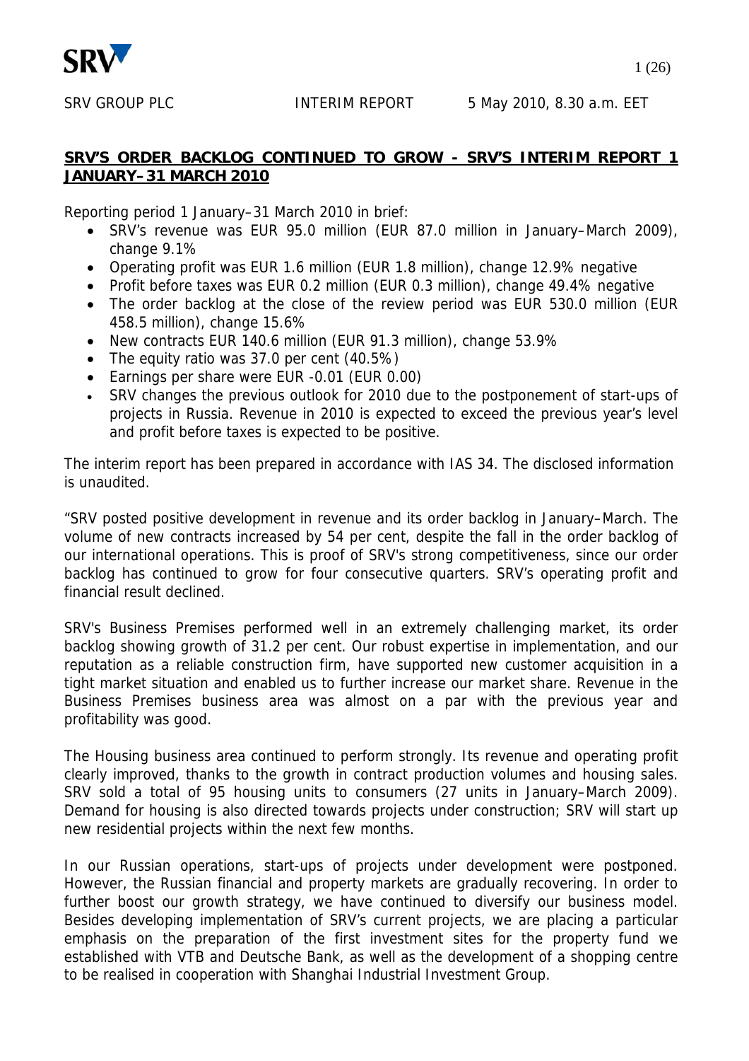SRV GROUP PLC INTERIM REPORT 5 May 2010, 8.30 a.m. EET

## SRV'S ORDER BACKLOG CONTINUED TO GROW - SRV'S INTERIM REPORT 1 JANUARY–31 MARCH 2010

Reporting period 1 January–31 March 2010 in brief:

- SRV's revenue was EUR 95.0 million (EUR 87.0 million in January–March 2009), change 9.1%
- Operating profit was EUR 1.6 million (EUR 1.8 million), change 12.9% negative
- Profit before taxes was EUR 0.2 million (EUR 0.3 million), change 49.4% negative
- The order backlog at the close of the review period was EUR 530.0 million (EUR 458.5 million), change 15.6%
- New contracts EUR 140.6 million (EUR 91.3 million), change 53.9%
- The equity ratio was 37.0 per cent (40.5%)
- Earnings per share were EUR -0.01 (EUR 0.00)
- SRV changes the previous outlook for 2010 due to the postponement of start-ups of projects in Russia. Revenue in 2010 is expected to exceed the previous year's level and profit before taxes is expected to be positive.

The interim report has been prepared in accordance with IAS 34. The disclosed information is unaudited.

"SRV posted positive development in revenue and its order backlog in January–March. The volume of new contracts increased by 54 per cent, despite the fall in the order backlog of our international operations. This is proof of SRV's strong competitiveness, since our order backlog has continued to grow for four consecutive quarters. SRV's operating profit and financial result declined.

SRV's Business Premises performed well in an extremely challenging market, its order backlog showing growth of 31.2 per cent. Our robust expertise in implementation, and our reputation as a reliable construction firm, have supported new customer acquisition in a tight market situation and enabled us to further increase our market share. Revenue in the Business Premises business area was almost on a par with the previous year and profitability was good.

The Housing business area continued to perform strongly. Its revenue and operating profit clearly improved, thanks to the growth in contract production volumes and housing sales. SRV sold a total of 95 housing units to consumers (27 units in January–March 2009). Demand for housing is also directed towards projects under construction; SRV will start up new residential projects within the next few months.

In our Russian operations, start-ups of projects under development were postponed. However, the Russian financial and property markets are gradually recovering. In order to further boost our growth strategy, we have continued to diversify our business model. Besides developing implementation of SRV's current projects, we are placing a particular emphasis on the preparation of the first investment sites for the property fund we established with VTB and Deutsche Bank, as well as the development of a shopping centre to be realised in cooperation with Shanghai Industrial Investment Group.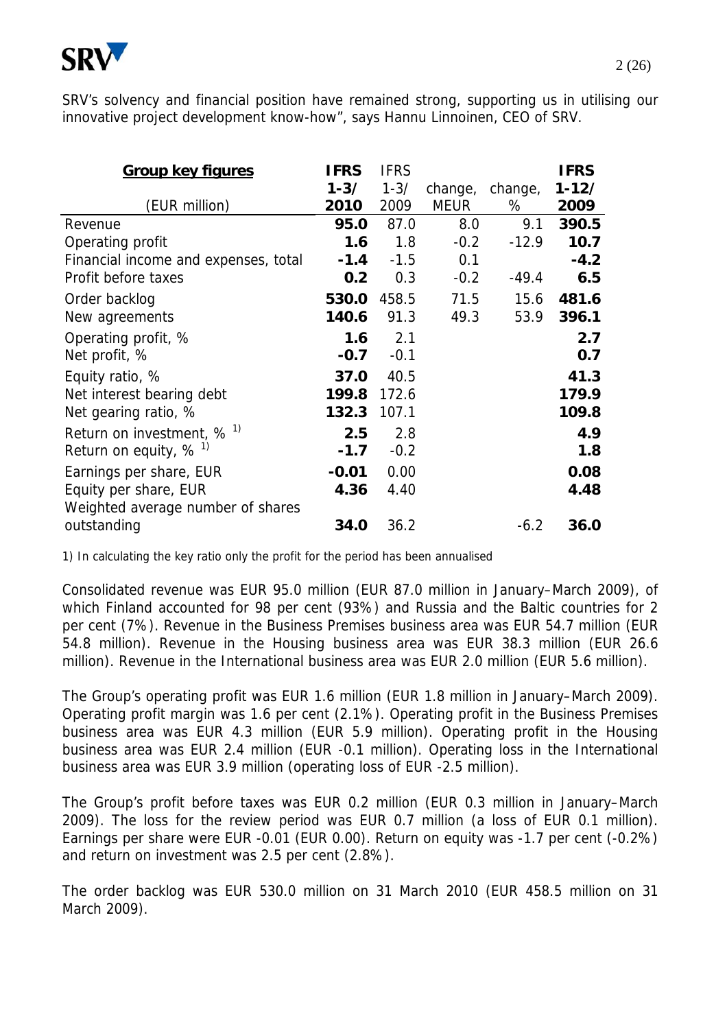SRV's solvency and financial position have remained strong, supporting us in utilising our innovative project development know-how", says Hannu Linnoinen, CEO of SRV.

| **Group key figures** (EUR million) | **IFRS 1-3/ 2010** | IFRS 1-3/ 2009 | change, MEUR | change, % | **IFRS 1-12/ 2009** |
|---|---|---|---|---|---|
| Revenue | **95.0** | 87.0 | 8.0 | 9.1 | **390.5** |
| Operating profit | **1.6** | 1.8 | -0.2 | -12.9 | **10.7** |
| Financial income and expenses, total | **-1.4** | -1.5 | 0.1 | | **-4.2** |
| Profit before taxes | **0.2** | 0.3 | -0.2 | -49.4 | **6.5** |
| Order backlog | **530.0** | 458.5 | 71.5 | 15.6 | **481.6** |
| New agreements | **140.6** | 91.3 | 49.3 | 53.9 | **396.1** |
| Operating profit, % | **1.6** | 2.1 | | | **2.7** |
| Net profit, % | **-0.7** | -0.1 | | | **0.7** |
| Equity ratio, % | **37.0** | 40.5 | | | **41.3** |
| Net interest bearing debt | **199.8** | 172.6 | | | **179.9** |
| Net gearing ratio, % | **132.3** | 107.1 | | | **109.8** |
| Return on investment, % [1)] | **2.5** | 2.8 | | | **4.9** |
| Return on equity, % [1)] | **-1.7** | -0.2 | | | **1.8** |
| Earnings per share, EUR | **-0.01** | 0.00 | | | **0.08** |
| Equity per share, EUR | **4.36** | 4.40 | | | **4.48** |
| Weighted average number of shares outstanding | **34.0** | 36.2 | | -6.2 | **36.0** |

1) In calculating the key ratio only the profit for the period has been annualised

Consolidated revenue was EUR 95.0 million (EUR 87.0 million in January–March 2009), of which Finland accounted for 98 per cent (93%) and Russia and the Baltic countries for 2 per cent (7%). Revenue in the Business Premises business area was EUR 54.7 million (EUR 54.8 million). Revenue in the Housing business area was EUR 38.3 million (EUR 26.6 million). Revenue in the International business area was EUR 2.0 million (EUR 5.6 million).

The Group's operating profit was EUR 1.6 million (EUR 1.8 million in January–March 2009). Operating profit margin was 1.6 per cent (2.1%). Operating profit in the Business Premises business area was EUR 4.3 million (EUR 5.9 million). Operating profit in the Housing business area was EUR 2.4 million (EUR -0.1 million). Operating loss in the International business area was EUR 3.9 million (operating loss of EUR -2.5 million).

The Group's profit before taxes was EUR 0.2 million (EUR 0.3 million in January–March 2009). The loss for the review period was EUR 0.7 million (a loss of EUR 0.1 million). Earnings per share were EUR -0.01 (EUR 0.00). Return on equity was -1.7 per cent (-0.2%) and return on investment was 2.5 per cent (2.8%).

The order backlog was EUR 530.0 million on 31 March 2010 (EUR 458.5 million on 31 March 2009).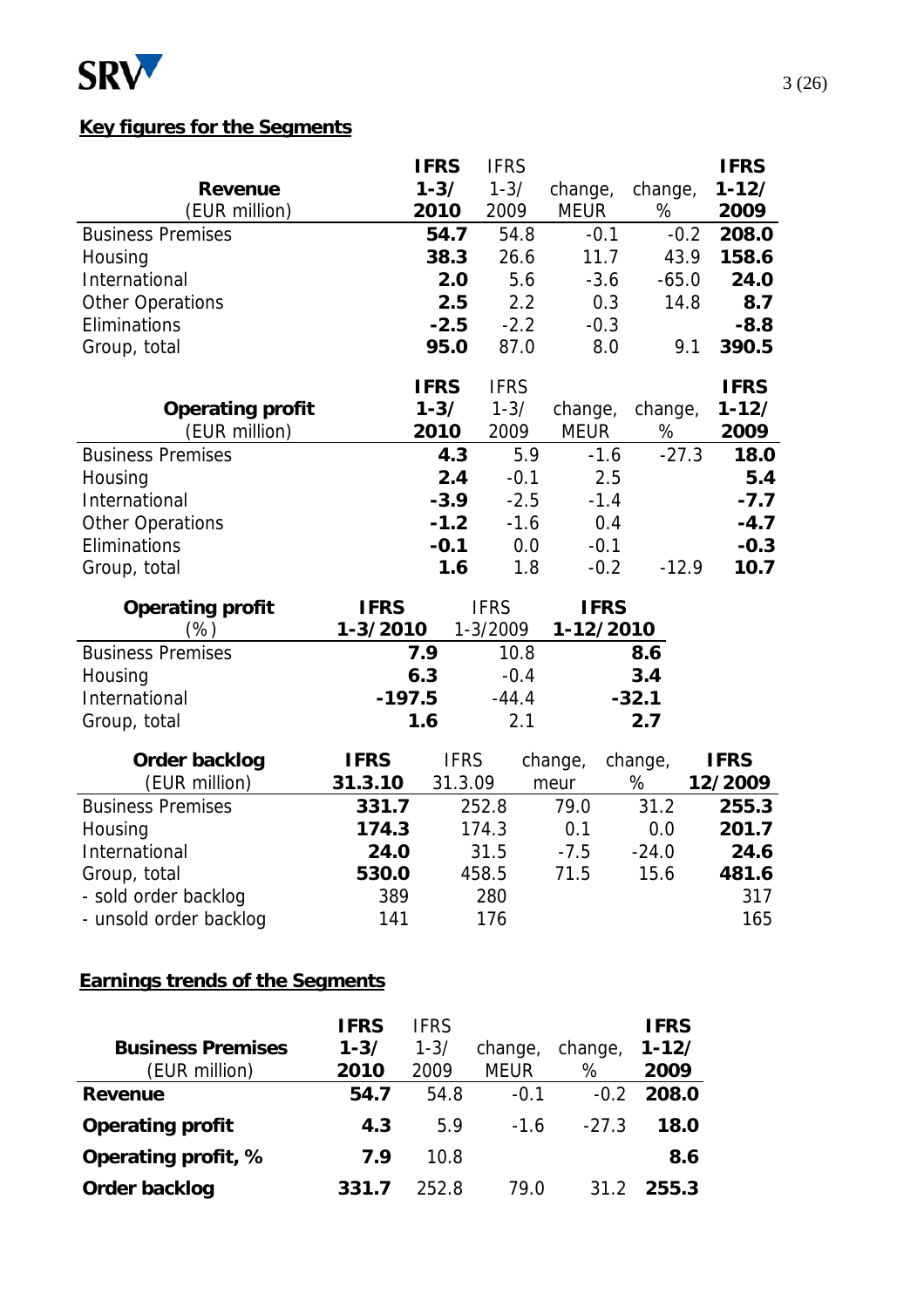## Key figures for the Segments

| Revenue (EUR million) | IFRS 1-3/ 2010 | IFRS 1-3/ 2009 | change, MEUR | change, % | IFRS 1-12/ 2009 |
|---|---|---|---|---|---|
| Business Premises | **54.7** | 54.8 | -0.1 | -0.2 | **208.0** |
| Housing | **38.3** | 26.6 | 11.7 | 43.9 | **158.6** |
| International | **2.0** | 5.6 | -3.6 | -65.0 | **24.0** |
| Other Operations | **2.5** | 2.2 | 0.3 | 14.8 | **8.7** |
| Eliminations | **-2.5** | -2.2 | -0.3 | | **-8.8** |
| Group, total | **95.0** | 87.0 | 8.0 | 9.1 | **390.5** |

| Operating profit (EUR million) | IFRS 1-3/ 2010 | IFRS 1-3/ 2009 | change, MEUR | change, % | IFRS 1-12/ 2009 |
|---|---|---|---|---|---|
| Business Premises | **4.3** | 5.9 | -1.6 | -27.3 | **18.0** |
| Housing | **2.4** | -0.1 | 2.5 | | **5.4** |
| International | **-3.9** | -2.5 | -1.4 | | **-7.7** |
| Other Operations | **-1.2** | -1.6 | 0.4 | | **-4.7** |
| Eliminations | **-0.1** | 0.0 | -0.1 | | **-0.3** |
| Group, total | **1.6** | 1.8 | -0.2 | -12.9 | **10.7** |

| Operating profit (%) | IFRS 1-3/2010 | IFRS 1-3/2009 | IFRS 1-12/2010 |
|---|---|---|---|
| Business Premises | **7.9** | 10.8 | **8.6** |
| Housing | **6.3** | -0.4 | **3.4** |
| International | **-197.5** | -44.4 | **-32.1** |
| Group, total | **1.6** | 2.1 | **2.7** |

| Order backlog (EUR million) | IFRS 31.3.10 | IFRS 31.3.09 | change, meur | change, % | IFRS 12/2009 |
|---|---|---|---|---|---|
| Business Premises | **331.7** | 252.8 | 79.0 | 31.2 | **255.3** |
| Housing | **174.3** | 174.3 | 0.1 | 0.0 | **201.7** |
| International | **24.0** | 31.5 | -7.5 | -24.0 | **24.6** |
| Group, total | **530.0** | 458.5 | 71.5 | 15.6 | **481.6** |
| - sold order backlog | 389 | 280 | | | 317 |
| - unsold order backlog | 141 | 176 | | | 165 |

## Earnings trends of the Segments

| Business Premises (EUR million) | IFRS 1-3/ 2010 | IFRS 1-3/ 2009 | change, MEUR | change, % | IFRS 1-12/ 2009 |
|---|---|---|---|---|---|
| **Revenue** | **54.7** | 54.8 | -0.1 | -0.2 | **208.0** |
| **Operating profit** | **4.3** | 5.9 | -1.6 | -27.3 | **18.0** |
| **Operating profit, %** | **7.9** | 10.8 | | | **8.6** |
| **Order backlog** | **331.7** | 252.8 | 79.0 | 31.2 | **255.3** |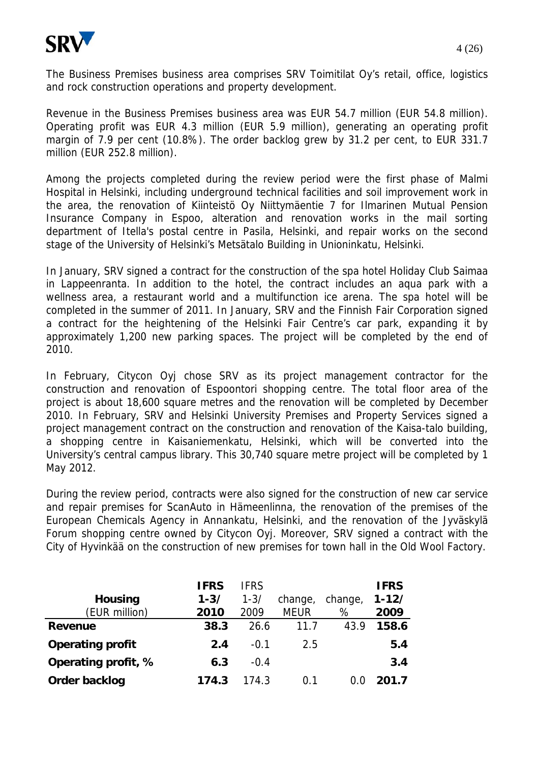The Business Premises business area comprises SRV Toimitilat Oy's retail, office, logistics and rock construction operations and property development.

Revenue in the Business Premises business area was EUR 54.7 million (EUR 54.8 million). Operating profit was EUR 4.3 million (EUR 5.9 million), generating an operating profit margin of 7.9 per cent (10.8%). The order backlog grew by 31.2 per cent, to EUR 331.7 million (EUR 252.8 million).

Among the projects completed during the review period were the first phase of Malmi Hospital in Helsinki, including underground technical facilities and soil improvement work in the area, the renovation of Kiinteistö Oy Niittymäentie 7 for Ilmarinen Mutual Pension Insurance Company in Espoo, alteration and renovation works in the mail sorting department of Itella's postal centre in Pasila, Helsinki, and repair works on the second stage of the University of Helsinki's Metsätalo Building in Unioninkatu, Helsinki.

In January, SRV signed a contract for the construction of the spa hotel Holiday Club Saimaa in Lappeenranta. In addition to the hotel, the contract includes an aqua park with a wellness area, a restaurant world and a multifunction ice arena. The spa hotel will be completed in the summer of 2011. In January, SRV and the Finnish Fair Corporation signed a contract for the heightening of the Helsinki Fair Centre's car park, expanding it by approximately 1,200 new parking spaces. The project will be completed by the end of 2010.

In February, Citycon Oyj chose SRV as its project management contractor for the construction and renovation of Espoontori shopping centre. The total floor area of the project is about 18,600 square metres and the renovation will be completed by December 2010. In February, SRV and Helsinki University Premises and Property Services signed a project management contract on the construction and renovation of the Kaisa-talo building, a shopping centre in Kaisaniemenkatu, Helsinki, which will be converted into the University's central campus library. This 30,740 square metre project will be completed by 1 May 2012.

During the review period, contracts were also signed for the construction of new car service and repair premises for ScanAuto in Hämeenlinna, the renovation of the premises of the European Chemicals Agency in Annankatu, Helsinki, and the renovation of the Jyväskylä Forum shopping centre owned by Citycon Oyj. Moreover, SRV signed a contract with the City of Hyvinkää on the construction of new premises for town hall in the Old Wool Factory.

| **Housing** (EUR million) | **IFRS 1-3/ 2010** | IFRS 1-3/ 2009 | change, MEUR | change, % | **IFRS 1-12/ 2009** |
|---|---|---|---|---|---|
| **Revenue** | **38.3** | 26.6 | 11.7 | 43.9 | **158.6** |
| **Operating profit** | **2.4** | -0.1 | 2.5 | | **5.4** |
| **Operating profit, %** | **6.3** | -0.4 | | | **3.4** |
| **Order backlog** | **174.3** | 174.3 | 0.1 | 0.0 | **201.7** |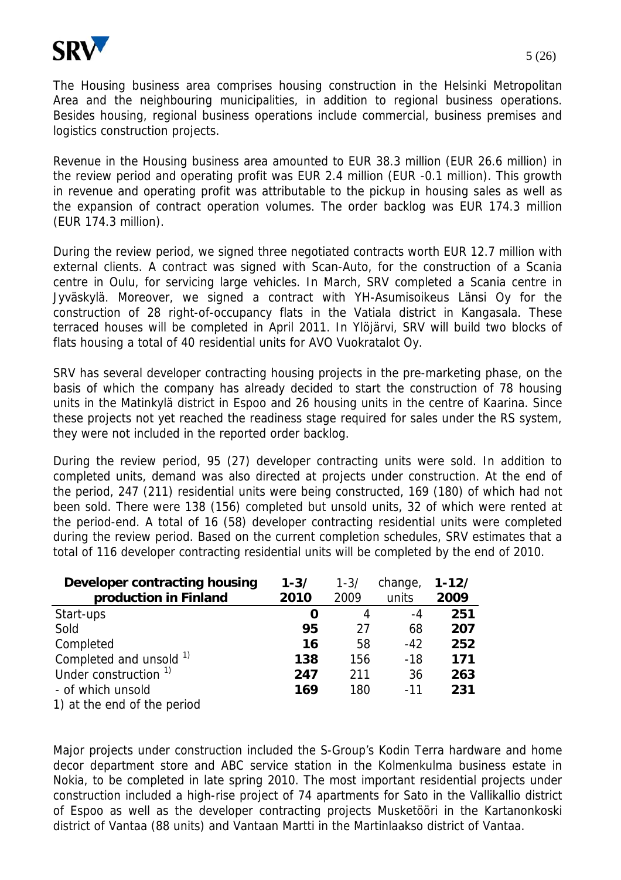The Housing business area comprises housing construction in the Helsinki Metropolitan Area and the neighbouring municipalities, in addition to regional business operations. Besides housing, regional business operations include commercial, business premises and logistics construction projects.

Revenue in the Housing business area amounted to EUR 38.3 million (EUR 26.6 million) in the review period and operating profit was EUR 2.4 million (EUR -0.1 million). This growth in revenue and operating profit was attributable to the pickup in housing sales as well as the expansion of contract operation volumes. The order backlog was EUR 174.3 million (EUR 174.3 million).

During the review period, we signed three negotiated contracts worth EUR 12.7 million with external clients. A contract was signed with Scan-Auto, for the construction of a Scania centre in Oulu, for servicing large vehicles. In March, SRV completed a Scania centre in Jyväskylä. Moreover, we signed a contract with YH-Asumisoikeus Länsi Oy for the construction of 28 right-of-occupancy flats in the Vatiala district in Kangasala. These terraced houses will be completed in April 2011. In Ylöjärvi, SRV will build two blocks of flats housing a total of 40 residential units for AVO Vuokratalot Oy.

SRV has several developer contracting housing projects in the pre-marketing phase, on the basis of which the company has already decided to start the construction of 78 housing units in the Matinkylä district in Espoo and 26 housing units in the centre of Kaarina. Since these projects not yet reached the readiness stage required for sales under the RS system, they were not included in the reported order backlog.

During the review period, 95 (27) developer contracting units were sold. In addition to completed units, demand was also directed at projects under construction. At the end of the period, 247 (211) residential units were being constructed, 169 (180) of which had not been sold. There were 138 (156) completed but unsold units, 32 of which were rented at the period-end. A total of 16 (58) developer contracting residential units were completed during the review period. Based on the current completion schedules, SRV estimates that a total of 116 developer contracting residential units will be completed by the end of 2010.

| **Developer contracting housing production in Finland** | **1-3/ 2010** | 1-3/ 2009 | change, units | **1-12/ 2009** |
|---|---|---|---|---|
| Start-ups | **0** | 4 | -4 | **251** |
| Sold | **95** | 27 | 68 | **207** |
| Completed | **16** | 58 | -42 | **252** |
| Completed and unsold [1)] | **138** | 156 | -18 | **171** |
| Under construction [1)] | **247** | 211 | 36 | **263** |
| - of which unsold | **169** | 180 | -11 | **231** |

1) at the end of the period

Major projects under construction included the S-Group's Kodin Terra hardware and home decor department store and ABC service station in the Kolmenkulma business estate in Nokia, to be completed in late spring 2010. The most important residential projects under construction included a high-rise project of 74 apartments for Sato in the Vallikallio district of Espoo as well as the developer contracting projects Musketööri in the Kartanonkoski district of Vantaa (88 units) and Vantaan Martti in the Martinlaakso district of Vantaa.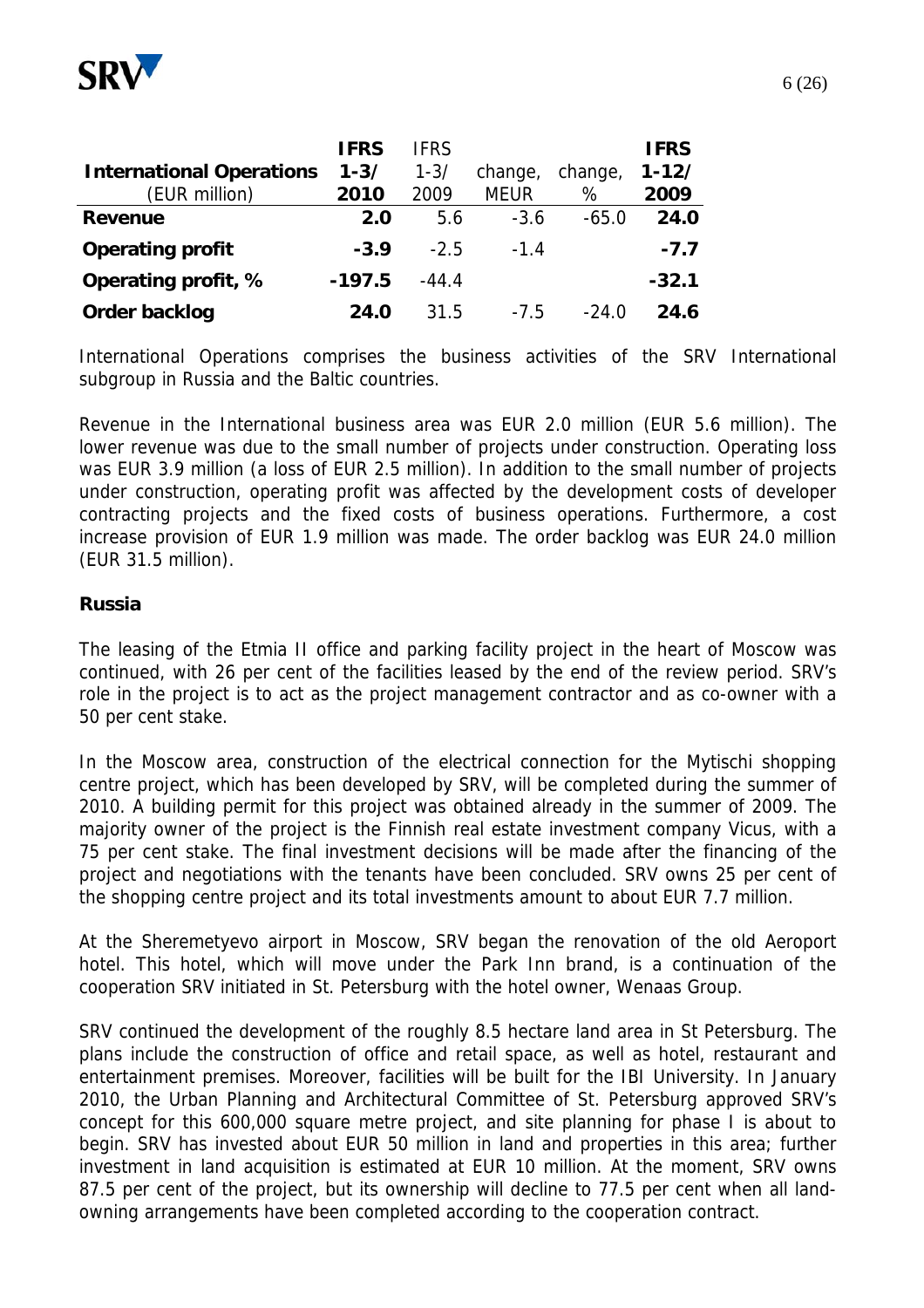| **International Operations** (EUR million) | **IFRS 1-3/ 2010** | IFRS 1-3/ 2009 | change, MEUR | change, % | **IFRS 1-12/ 2009** |
|---|---|---|---|---|---|
| **Revenue** | **2.0** | 5.6 | -3.6 | -65.0 | **24.0** |
| **Operating profit** | **-3.9** | -2.5 | -1.4 | | **-7.7** |
| **Operating profit, %** | **-197.5** | -44.4 | | | **-32.1** |
| **Order backlog** | **24.0** | 31.5 | -7.5 | -24.0 | **24.6** |

International Operations comprises the business activities of the SRV International subgroup in Russia and the Baltic countries.

Revenue in the International business area was EUR 2.0 million (EUR 5.6 million). The lower revenue was due to the small number of projects under construction. Operating loss was EUR 3.9 million (a loss of EUR 2.5 million). In addition to the small number of projects under construction, operating profit was affected by the development costs of developer contracting projects and the fixed costs of business operations. Furthermore, a cost increase provision of EUR 1.9 million was made. The order backlog was EUR 24.0 million (EUR 31.5 million).

**Russia**

The leasing of the Etmia II office and parking facility project in the heart of Moscow was continued, with 26 per cent of the facilities leased by the end of the review period. SRV's role in the project is to act as the project management contractor and as co-owner with a 50 per cent stake.

In the Moscow area, construction of the electrical connection for the Mytischi shopping centre project, which has been developed by SRV, will be completed during the summer of 2010. A building permit for this project was obtained already in the summer of 2009. The majority owner of the project is the Finnish real estate investment company Vicus, with a 75 per cent stake. The final investment decisions will be made after the financing of the project and negotiations with the tenants have been concluded. SRV owns 25 per cent of the shopping centre project and its total investments amount to about EUR 7.7 million.

At the Sheremetyevo airport in Moscow, SRV began the renovation of the old Aeroport hotel. This hotel, which will move under the Park Inn brand, is a continuation of the cooperation SRV initiated in St. Petersburg with the hotel owner, Wenaas Group.

SRV continued the development of the roughly 8.5 hectare land area in St Petersburg. The plans include the construction of office and retail space, as well as hotel, restaurant and entertainment premises. Moreover, facilities will be built for the IBI University. In January 2010, the Urban Planning and Architectural Committee of St. Petersburg approved SRV's concept for this 600,000 square metre project, and site planning for phase I is about to begin. SRV has invested about EUR 50 million in land and properties in this area; further investment in land acquisition is estimated at EUR 10 million. At the moment, SRV owns 87.5 per cent of the project, but its ownership will decline to 77.5 per cent when all land-owning arrangements have been completed according to the cooperation contract.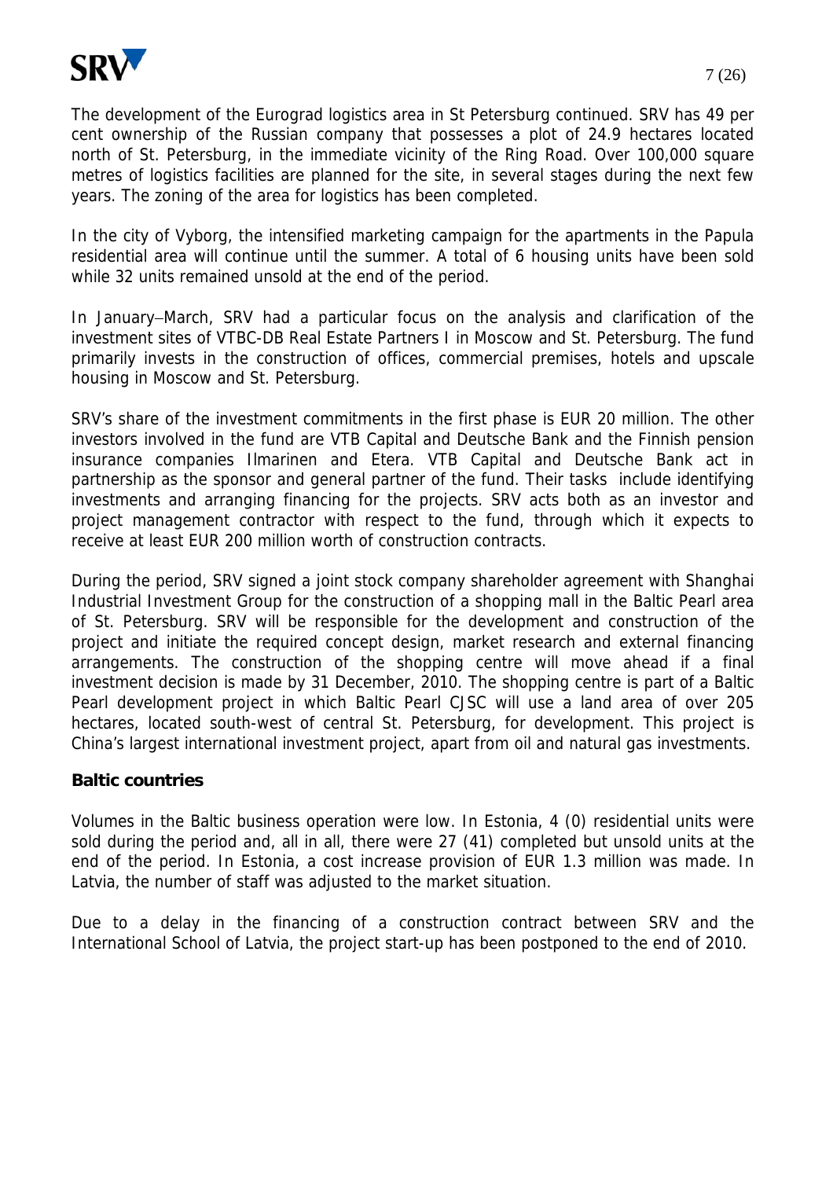The development of the Eurograd logistics area in St Petersburg continued. SRV has 49 per cent ownership of the Russian company that possesses a plot of 24.9 hectares located north of St. Petersburg, in the immediate vicinity of the Ring Road. Over 100,000 square metres of logistics facilities are planned for the site, in several stages during the next few years. The zoning of the area for logistics has been completed.

In the city of Vyborg, the intensified marketing campaign for the apartments in the Papula residential area will continue until the summer. A total of 6 housing units have been sold while 32 units remained unsold at the end of the period.

In January–March, SRV had a particular focus on the analysis and clarification of the investment sites of VTBC-DB Real Estate Partners I in Moscow and St. Petersburg. The fund primarily invests in the construction of offices, commercial premises, hotels and upscale housing in Moscow and St. Petersburg.

SRV's share of the investment commitments in the first phase is EUR 20 million. The other investors involved in the fund are VTB Capital and Deutsche Bank and the Finnish pension insurance companies Ilmarinen and Etera. VTB Capital and Deutsche Bank act in partnership as the sponsor and general partner of the fund. Their tasks include identifying investments and arranging financing for the projects. SRV acts both as an investor and project management contractor with respect to the fund, through which it expects to receive at least EUR 200 million worth of construction contracts.

During the period, SRV signed a joint stock company shareholder agreement with Shanghai Industrial Investment Group for the construction of a shopping mall in the Baltic Pearl area of St. Petersburg. SRV will be responsible for the development and construction of the project and initiate the required concept design, market research and external financing arrangements. The construction of the shopping centre will move ahead if a final investment decision is made by 31 December, 2010. The shopping centre is part of a Baltic Pearl development project in which Baltic Pearl CJSC will use a land area of over 205 hectares, located south-west of central St. Petersburg, for development. This project is China's largest international investment project, apart from oil and natural gas investments.

**Baltic countries**

Volumes in the Baltic business operation were low. In Estonia, 4 (0) residential units were sold during the period and, all in all, there were 27 (41) completed but unsold units at the end of the period. In Estonia, a cost increase provision of EUR 1.3 million was made. In Latvia, the number of staff was adjusted to the market situation.

Due to a delay in the financing of a construction contract between SRV and the International School of Latvia, the project start-up has been postponed to the end of 2010.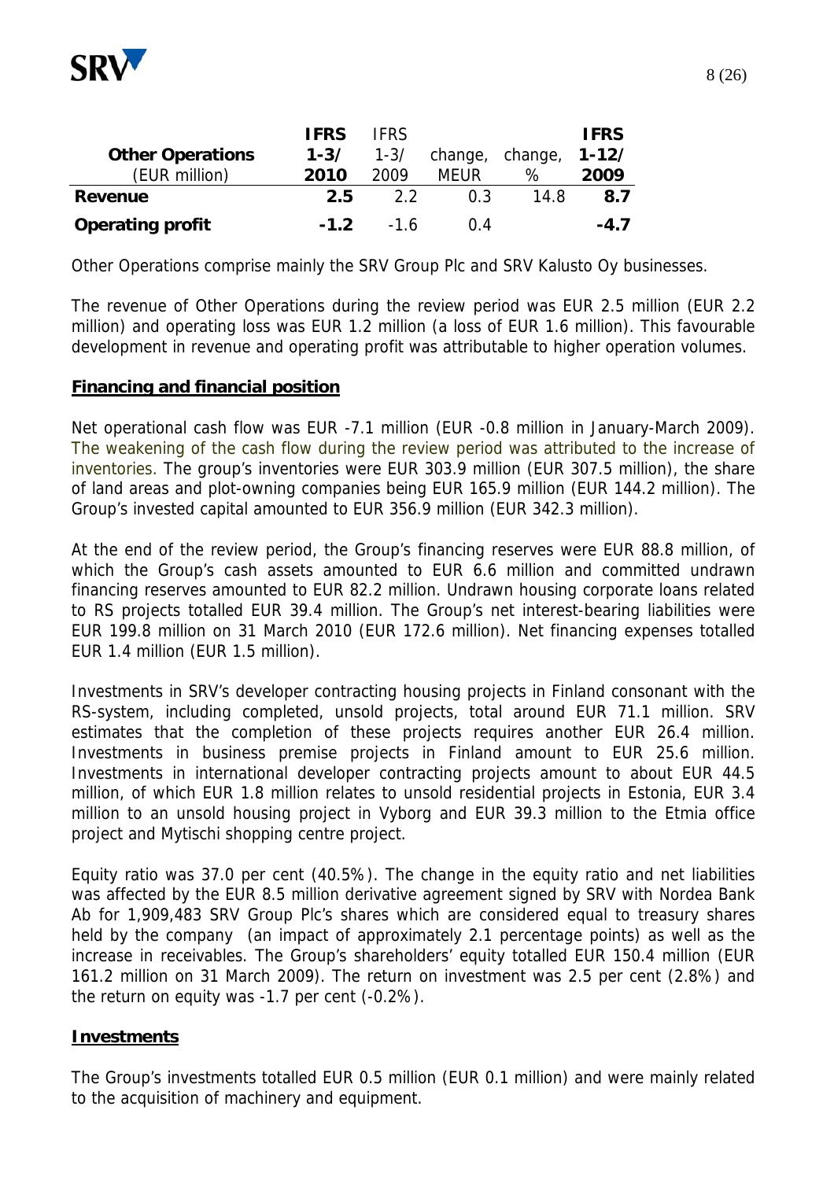| **Other Operations** (EUR million) | **IFRS 1-3/ 2010** | IFRS 1-3/ 2009 | change, MEUR | change, % | **IFRS 1-12/ 2009** |
|---|---|---|---|---|---|
| **Revenue** | **2.5** | 2.2 | 0.3 | 14.8 | **8.7** |
| **Operating profit** | **-1.2** | -1.6 | 0.4 | | **-4.7** |

Other Operations comprise mainly the SRV Group Plc and SRV Kalusto Oy businesses.

The revenue of Other Operations during the review period was EUR 2.5 million (EUR 2.2 million) and operating loss was EUR 1.2 million (a loss of EUR 1.6 million). This favourable development in revenue and operating profit was attributable to higher operation volumes.

**Financing and financial position**

Net operational cash flow was EUR -7.1 million (EUR -0.8 million in January-March 2009). The weakening of the cash flow during the review period was attributed to the increase of inventories. The group's inventories were EUR 303.9 million (EUR 307.5 million), the share of land areas and plot-owning companies being EUR 165.9 million (EUR 144.2 million). The Group's invested capital amounted to EUR 356.9 million (EUR 342.3 million).

At the end of the review period, the Group's financing reserves were EUR 88.8 million, of which the Group's cash assets amounted to EUR 6.6 million and committed undrawn financing reserves amounted to EUR 82.2 million. Undrawn housing corporate loans related to RS projects totalled EUR 39.4 million. The Group's net interest-bearing liabilities were EUR 199.8 million on 31 March 2010 (EUR 172.6 million). Net financing expenses totalled EUR 1.4 million (EUR 1.5 million).

Investments in SRV's developer contracting housing projects in Finland consonant with the RS-system, including completed, unsold projects, total around EUR 71.1 million. SRV estimates that the completion of these projects requires another EUR 26.4 million. Investments in business premise projects in Finland amount to EUR 25.6 million. Investments in international developer contracting projects amount to about EUR 44.5 million, of which EUR 1.8 million relates to unsold residential projects in Estonia, EUR 3.4 million to an unsold housing project in Vyborg and EUR 39.3 million to the Etmia office project and Mytischi shopping centre project.

Equity ratio was 37.0 per cent (40.5%). The change in the equity ratio and net liabilities was affected by the EUR 8.5 million derivative agreement signed by SRV with Nordea Bank Ab for 1,909,483 SRV Group Plc's shares which are considered equal to treasury shares held by the company (an impact of approximately 2.1 percentage points) as well as the increase in receivables. The Group's shareholders' equity totalled EUR 150.4 million (EUR 161.2 million on 31 March 2009). The return on investment was 2.5 per cent (2.8%) and the return on equity was -1.7 per cent (-0.2%).

**Investments**

The Group's investments totalled EUR 0.5 million (EUR 0.1 million) and were mainly related to the acquisition of machinery and equipment.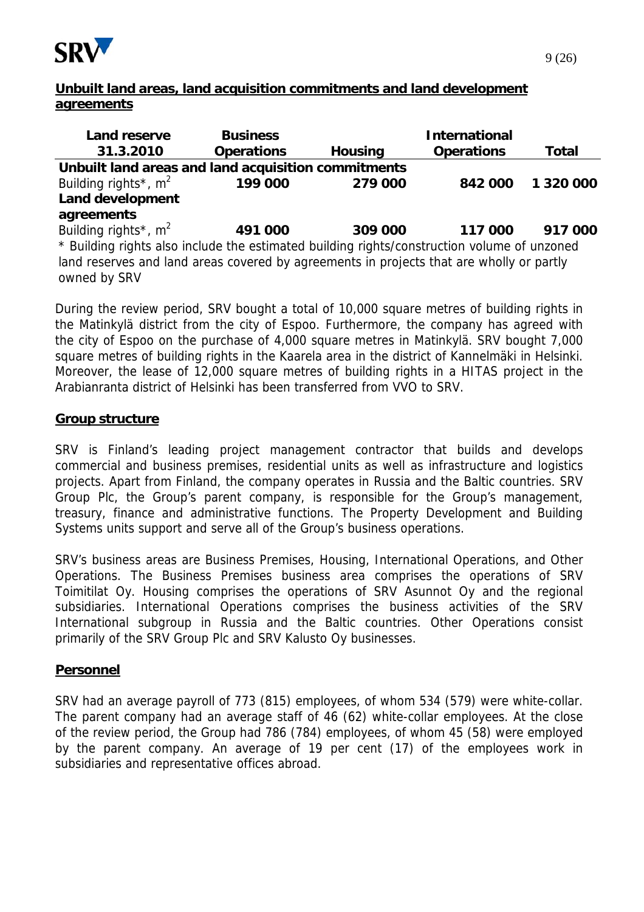## Unbuilt land areas, land acquisition commitments and land development agreements

| Land reserve 31.3.2010 | Business Operations | Housing | International Operations | Total |
|---|---|---|---|---|
| **Unbuilt land areas and land acquisition commitments** | | | | |
| Building rights*, $m^2$ | **199 000** | **279 000** | **842 000** | **1 320 000** |
| **Land development agreements** | | | | |
| Building rights*, $m^2$ | **491 000** | **309 000** | **117 000** | **917 000** |

\* Building rights also include the estimated building rights/construction volume of unzoned land reserves and land areas covered by agreements in projects that are wholly or partly owned by SRV

During the review period, SRV bought a total of 10,000 square metres of building rights in the Matinkylä district from the city of Espoo. Furthermore, the company has agreed with the city of Espoo on the purchase of 4,000 square metres in Matinkylä. SRV bought 7,000 square metres of building rights in the Kaarela area in the district of Kannelmäki in Helsinki. Moreover, the lease of 12,000 square metres of building rights in a HITAS project in the Arabianranta district of Helsinki has been transferred from VVO to SRV.

## Group structure

SRV is Finland's leading project management contractor that builds and develops commercial and business premises, residential units as well as infrastructure and logistics projects. Apart from Finland, the company operates in Russia and the Baltic countries. SRV Group Plc, the Group's parent company, is responsible for the Group's management, treasury, finance and administrative functions. The Property Development and Building Systems units support and serve all of the Group's business operations.

SRV's business areas are Business Premises, Housing, International Operations, and Other Operations. The Business Premises business area comprises the operations of SRV Toimitilat Oy. Housing comprises the operations of SRV Asunnot Oy and the regional subsidiaries. International Operations comprises the business activities of the SRV International subgroup in Russia and the Baltic countries. Other Operations consist primarily of the SRV Group Plc and SRV Kalusto Oy businesses.

## Personnel

SRV had an average payroll of 773 (815) employees, of whom 534 (579) were white-collar. The parent company had an average staff of 46 (62) white-collar employees. At the close of the review period, the Group had 786 (784) employees, of whom 45 (58) were employed by the parent company. An average of 19 per cent (17) of the employees work in subsidiaries and representative offices abroad.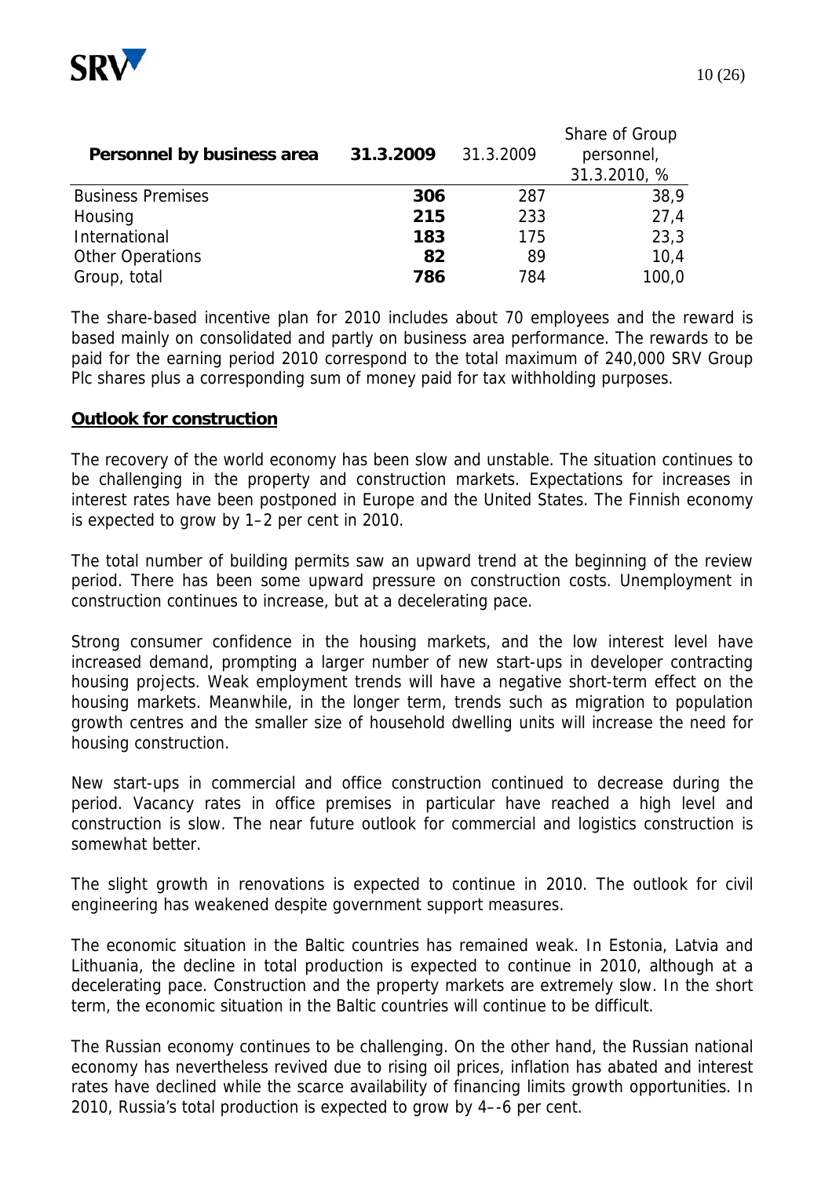| Personnel by business area | 31.3.2009 | 31.3.2009 | Share of Group personnel, 31.3.2010, % |
|---|---|---|---|
| Business Premises | **306** | 287 | 38,9 |
| Housing | **215** | 233 | 27,4 |
| International | **183** | 175 | 23,3 |
| Other Operations | **82** | 89 | 10,4 |
| Group, total | **786** | 784 | 100,0 |

The share-based incentive plan for 2010 includes about 70 employees and the reward is based mainly on consolidated and partly on business area performance. The rewards to be paid for the earning period 2010 correspond to the total maximum of 240,000 SRV Group Plc shares plus a corresponding sum of money paid for tax withholding purposes.

## Outlook for construction

The recovery of the world economy has been slow and unstable. The situation continues to be challenging in the property and construction markets. Expectations for increases in interest rates have been postponed in Europe and the United States. The Finnish economy is expected to grow by 1–2 per cent in 2010.

The total number of building permits saw an upward trend at the beginning of the review period. There has been some upward pressure on construction costs. Unemployment in construction continues to increase, but at a decelerating pace.

Strong consumer confidence in the housing markets, and the low interest level have increased demand, prompting a larger number of new start-ups in developer contracting housing projects. Weak employment trends will have a negative short-term effect on the housing markets. Meanwhile, in the longer term, trends such as migration to population growth centres and the smaller size of household dwelling units will increase the need for housing construction.

New start-ups in commercial and office construction continued to decrease during the period. Vacancy rates in office premises in particular have reached a high level and construction is slow. The near future outlook for commercial and logistics construction is somewhat better.

The slight growth in renovations is expected to continue in 2010. The outlook for civil engineering has weakened despite government support measures.

The economic situation in the Baltic countries has remained weak. In Estonia, Latvia and Lithuania, the decline in total production is expected to continue in 2010, although at a decelerating pace. Construction and the property markets are extremely slow. In the short term, the economic situation in the Baltic countries will continue to be difficult.

The Russian economy continues to be challenging. On the other hand, the Russian national economy has nevertheless revived due to rising oil prices, inflation has abated and interest rates have declined while the scarce availability of financing limits growth opportunities. In 2010, Russia's total production is expected to grow by 4–-6 per cent.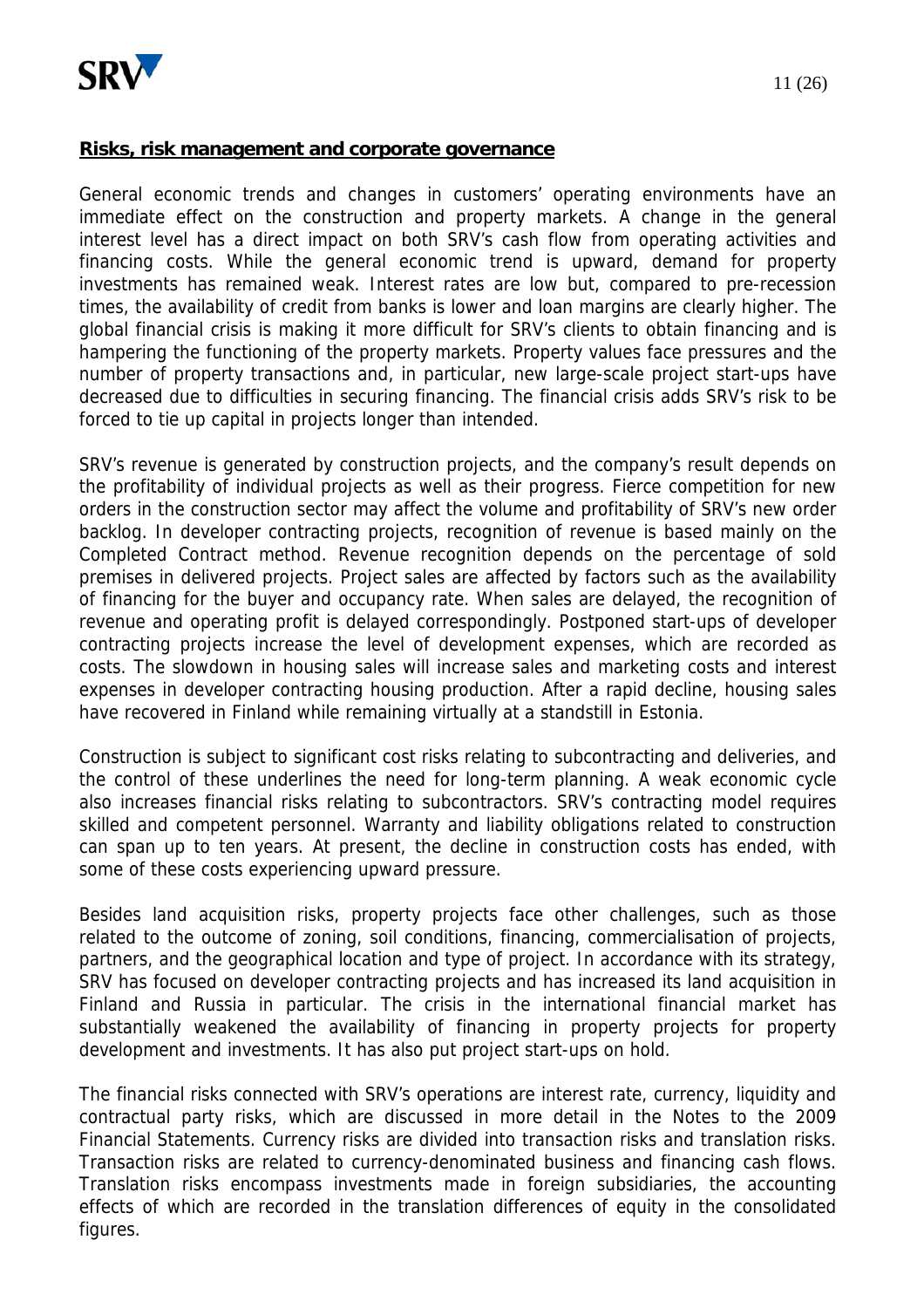## **Risks, risk management and corporate governance**

General economic trends and changes in customers' operating environments have an immediate effect on the construction and property markets. A change in the general interest level has a direct impact on both SRV's cash flow from operating activities and financing costs. While the general economic trend is upward, demand for property investments has remained weak. Interest rates are low but, compared to pre-recession times, the availability of credit from banks is lower and loan margins are clearly higher. The global financial crisis is making it more difficult for SRV's clients to obtain financing and is hampering the functioning of the property markets. Property values face pressures and the number of property transactions and, in particular, new large-scale project start-ups have decreased due to difficulties in securing financing. The financial crisis adds SRV's risk to be forced to tie up capital in projects longer than intended.

SRV's revenue is generated by construction projects, and the company's result depends on the profitability of individual projects as well as their progress. Fierce competition for new orders in the construction sector may affect the volume and profitability of SRV's new order backlog. In developer contracting projects, recognition of revenue is based mainly on the Completed Contract method. Revenue recognition depends on the percentage of sold premises in delivered projects. Project sales are affected by factors such as the availability of financing for the buyer and occupancy rate. When sales are delayed, the recognition of revenue and operating profit is delayed correspondingly. Postponed start-ups of developer contracting projects increase the level of development expenses, which are recorded as costs. The slowdown in housing sales will increase sales and marketing costs and interest expenses in developer contracting housing production. After a rapid decline, housing sales have recovered in Finland while remaining virtually at a standstill in Estonia.

Construction is subject to significant cost risks relating to subcontracting and deliveries, and the control of these underlines the need for long-term planning. A weak economic cycle also increases financial risks relating to subcontractors. SRV's contracting model requires skilled and competent personnel. Warranty and liability obligations related to construction can span up to ten years. At present, the decline in construction costs has ended, with some of these costs experiencing upward pressure.

Besides land acquisition risks, property projects face other challenges, such as those related to the outcome of zoning, soil conditions, financing, commercialisation of projects, partners, and the geographical location and type of project. In accordance with its strategy, SRV has focused on developer contracting projects and has increased its land acquisition in Finland and Russia in particular. The crisis in the international financial market has substantially weakened the availability of financing in property projects for property development and investments. It has also put project start-ups on hold.

The financial risks connected with SRV's operations are interest rate, currency, liquidity and contractual party risks, which are discussed in more detail in the Notes to the 2009 Financial Statements. Currency risks are divided into transaction risks and translation risks. Transaction risks are related to currency-denominated business and financing cash flows. Translation risks encompass investments made in foreign subsidiaries, the accounting effects of which are recorded in the translation differences of equity in the consolidated figures.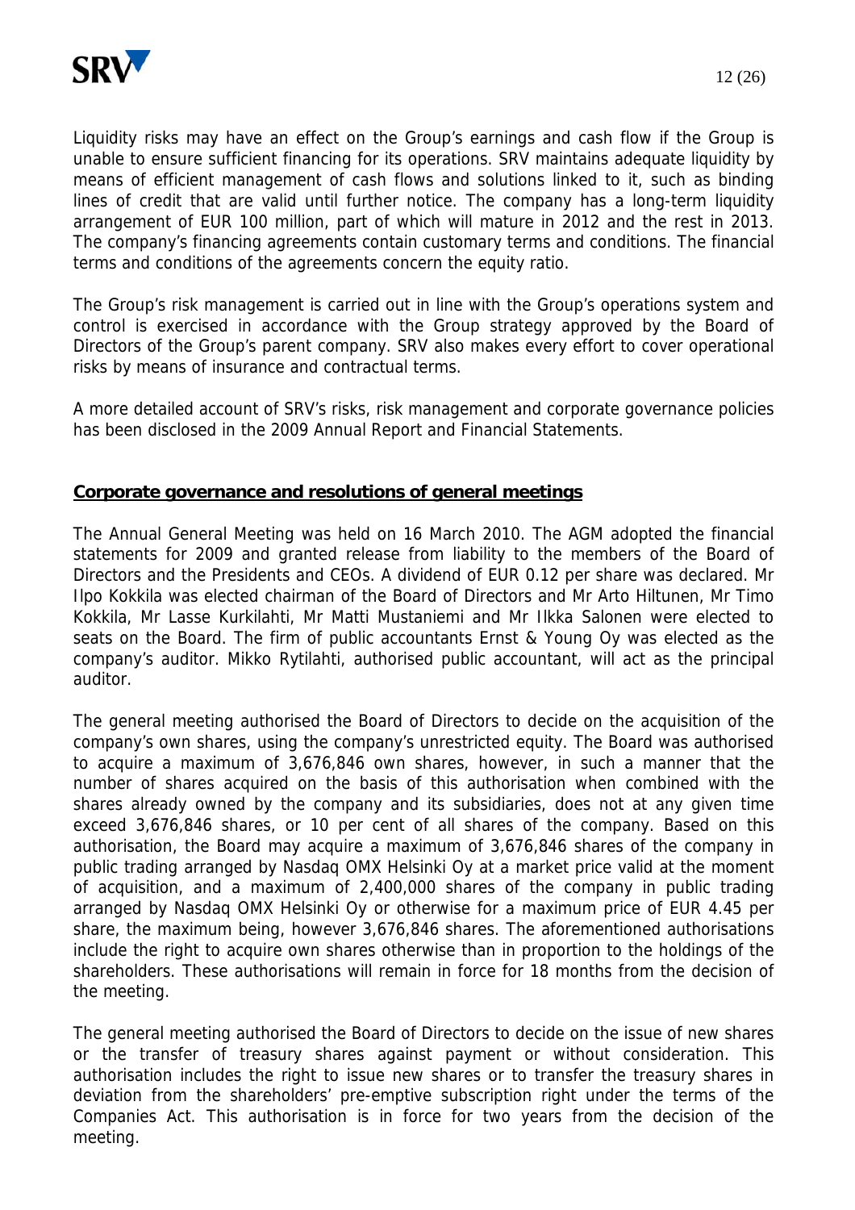Liquidity risks may have an effect on the Group's earnings and cash flow if the Group is unable to ensure sufficient financing for its operations. SRV maintains adequate liquidity by means of efficient management of cash flows and solutions linked to it, such as binding lines of credit that are valid until further notice. The company has a long-term liquidity arrangement of EUR 100 million, part of which will mature in 2012 and the rest in 2013. The company's financing agreements contain customary terms and conditions. The financial terms and conditions of the agreements concern the equity ratio.

The Group's risk management is carried out in line with the Group's operations system and control is exercised in accordance with the Group strategy approved by the Board of Directors of the Group's parent company. SRV also makes every effort to cover operational risks by means of insurance and contractual terms.

A more detailed account of SRV's risks, risk management and corporate governance policies has been disclosed in the 2009 Annual Report and Financial Statements.

## Corporate governance and resolutions of general meetings

The Annual General Meeting was held on 16 March 2010. The AGM adopted the financial statements for 2009 and granted release from liability to the members of the Board of Directors and the Presidents and CEOs. A dividend of EUR 0.12 per share was declared. Mr Ilpo Kokkila was elected chairman of the Board of Directors and Mr Arto Hiltunen, Mr Timo Kokkila, Mr Lasse Kurkilahti, Mr Matti Mustaniemi and Mr Ilkka Salonen were elected to seats on the Board. The firm of public accountants Ernst & Young Oy was elected as the company's auditor. Mikko Rytilahti, authorised public accountant, will act as the principal auditor.

The general meeting authorised the Board of Directors to decide on the acquisition of the company's own shares, using the company's unrestricted equity. The Board was authorised to acquire a maximum of 3,676,846 own shares, however, in such a manner that the number of shares acquired on the basis of this authorisation when combined with the shares already owned by the company and its subsidiaries, does not at any given time exceed 3,676,846 shares, or 10 per cent of all shares of the company. Based on this authorisation, the Board may acquire a maximum of 3,676,846 shares of the company in public trading arranged by Nasdaq OMX Helsinki Oy at a market price valid at the moment of acquisition, and a maximum of 2,400,000 shares of the company in public trading arranged by Nasdaq OMX Helsinki Oy or otherwise for a maximum price of EUR 4.45 per share, the maximum being, however 3,676,846 shares. The aforementioned authorisations include the right to acquire own shares otherwise than in proportion to the holdings of the shareholders. These authorisations will remain in force for 18 months from the decision of the meeting.

The general meeting authorised the Board of Directors to decide on the issue of new shares or the transfer of treasury shares against payment or without consideration. This authorisation includes the right to issue new shares or to transfer the treasury shares in deviation from the shareholders' pre-emptive subscription right under the terms of the Companies Act. This authorisation is in force for two years from the decision of the meeting.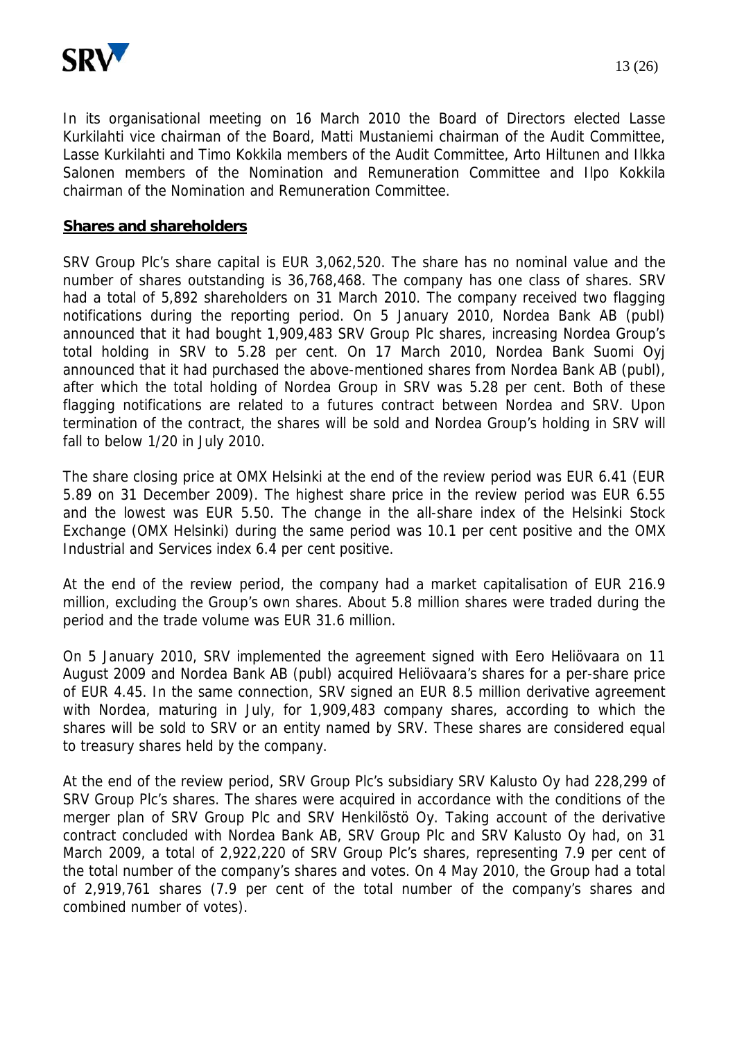In its organisational meeting on 16 March 2010 the Board of Directors elected Lasse Kurkilahti vice chairman of the Board, Matti Mustaniemi chairman of the Audit Committee, Lasse Kurkilahti and Timo Kokkila members of the Audit Committee, Arto Hiltunen and Ilkka Salonen members of the Nomination and Remuneration Committee and Ilpo Kokkila chairman of the Nomination and Remuneration Committee.

## **Shares and shareholders**

SRV Group Plc's share capital is EUR 3,062,520. The share has no nominal value and the number of shares outstanding is 36,768,468. The company has one class of shares. SRV had a total of 5,892 shareholders on 31 March 2010. The company received two flagging notifications during the reporting period. On 5 January 2010, Nordea Bank AB (publ) announced that it had bought 1,909,483 SRV Group Plc shares, increasing Nordea Group's total holding in SRV to 5.28 per cent. On 17 March 2010, Nordea Bank Suomi Oyj announced that it had purchased the above-mentioned shares from Nordea Bank AB (publ), after which the total holding of Nordea Group in SRV was 5.28 per cent. Both of these flagging notifications are related to a futures contract between Nordea and SRV. Upon termination of the contract, the shares will be sold and Nordea Group's holding in SRV will fall to below 1/20 in July 2010.

The share closing price at OMX Helsinki at the end of the review period was EUR 6.41 (EUR 5.89 on 31 December 2009). The highest share price in the review period was EUR 6.55 and the lowest was EUR 5.50. The change in the all-share index of the Helsinki Stock Exchange (OMX Helsinki) during the same period was 10.1 per cent positive and the OMX Industrial and Services index 6.4 per cent positive.

At the end of the review period, the company had a market capitalisation of EUR 216.9 million, excluding the Group's own shares. About 5.8 million shares were traded during the period and the trade volume was EUR 31.6 million.

On 5 January 2010, SRV implemented the agreement signed with Eero Heliövaara on 11 August 2009 and Nordea Bank AB (publ) acquired Heliövaara's shares for a per-share price of EUR 4.45. In the same connection, SRV signed an EUR 8.5 million derivative agreement with Nordea, maturing in July, for 1,909,483 company shares, according to which the shares will be sold to SRV or an entity named by SRV. These shares are considered equal to treasury shares held by the company.

At the end of the review period, SRV Group Plc's subsidiary SRV Kalusto Oy had 228,299 of SRV Group Plc's shares. The shares were acquired in accordance with the conditions of the merger plan of SRV Group Plc and SRV Henkilöstö Oy. Taking account of the derivative contract concluded with Nordea Bank AB, SRV Group Plc and SRV Kalusto Oy had, on 31 March 2009, a total of 2,922,220 of SRV Group Plc's shares, representing 7.9 per cent of the total number of the company's shares and votes. On 4 May 2010, the Group had a total of 2,919,761 shares (7.9 per cent of the total number of the company's shares and combined number of votes).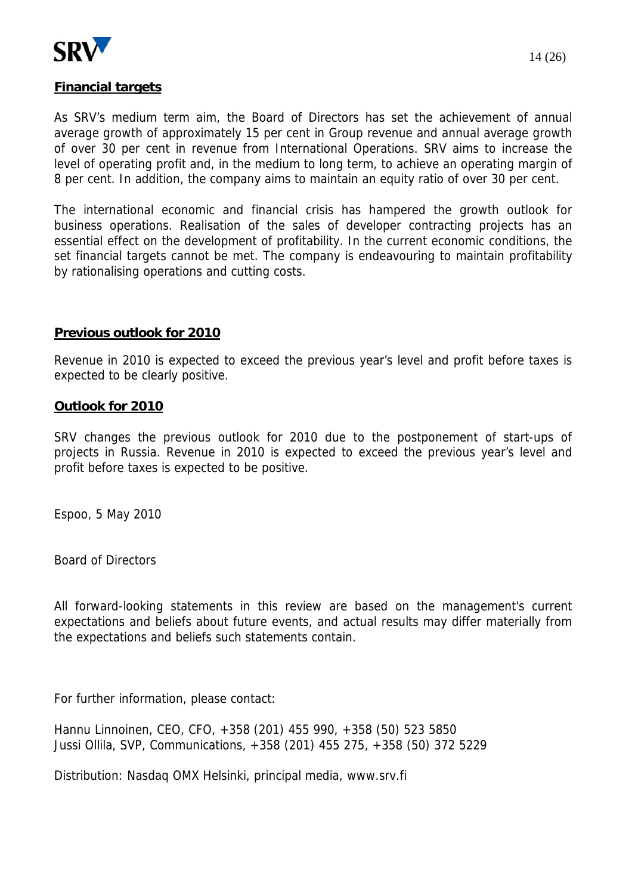## Financial targets

As SRV's medium term aim, the Board of Directors has set the achievement of annual average growth of approximately 15 per cent in Group revenue and annual average growth of over 30 per cent in revenue from International Operations. SRV aims to increase the level of operating profit and, in the medium to long term, to achieve an operating margin of 8 per cent. In addition, the company aims to maintain an equity ratio of over 30 per cent.

The international economic and financial crisis has hampered the growth outlook for business operations. Realisation of the sales of developer contracting projects has an essential effect on the development of profitability. In the current economic conditions, the set financial targets cannot be met. The company is endeavouring to maintain profitability by rationalising operations and cutting costs.

## Previous outlook for 2010

Revenue in 2010 is expected to exceed the previous year's level and profit before taxes is expected to be clearly positive.

## Outlook for 2010

SRV changes the previous outlook for 2010 due to the postponement of start-ups of projects in Russia. Revenue in 2010 is expected to exceed the previous year's level and profit before taxes is expected to be positive.

Espoo, 5 May 2010

Board of Directors

All forward-looking statements in this review are based on the management's current expectations and beliefs about future events, and actual results may differ materially from the expectations and beliefs such statements contain.

For further information, please contact:

Hannu Linnoinen, CEO, CFO, +358 (201) 455 990, +358 (50) 523 5850
Jussi Ollila, SVP, Communications, +358 (201) 455 275, +358 (50) 372 5229

Distribution: Nasdaq OMX Helsinki, principal media, www.srv.fi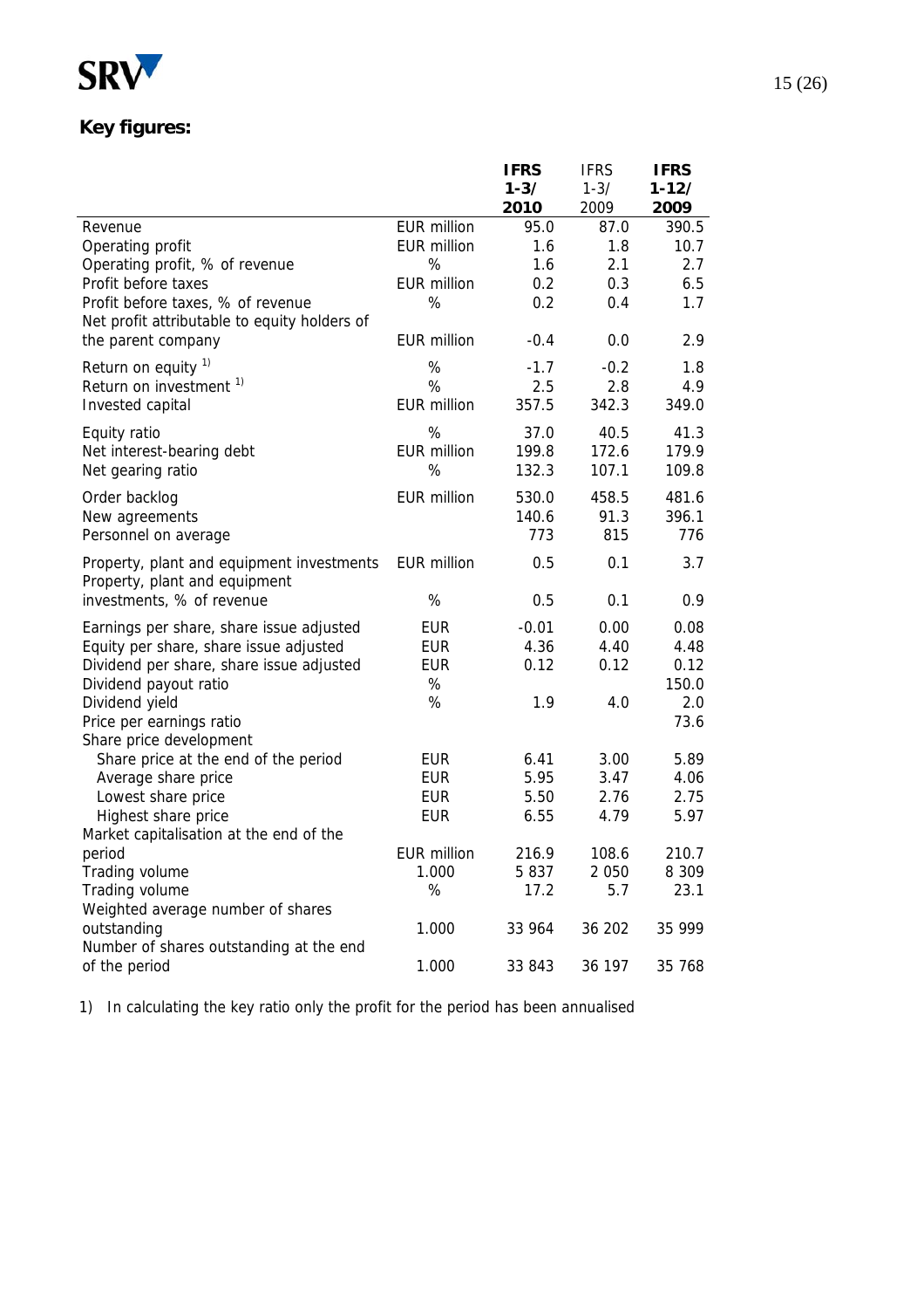## Key figures:

| | | IFRS 1-3/ 2010 | IFRS 1-3/ 2009 | IFRS 1-12/ 2009 |
|---|---|---|---|---|
| Revenue | EUR million | 95.0 | 87.0 | 390.5 |
| Operating profit | EUR million | 1.6 | 1.8 | 10.7 |
| Operating profit, % of revenue | % | 1.6 | 2.1 | 2.7 |
| Profit before taxes | EUR million | 0.2 | 0.3 | 6.5 |
| Profit before taxes, % of revenue | % | 0.2 | 0.4 | 1.7 |
| Net profit attributable to equity holders of the parent company | EUR million | -0.4 | 0.0 | 2.9 |
| Return on equity [1)] | % | -1.7 | -0.2 | 1.8 |
| Return on investment [1)] | % | 2.5 | 2.8 | 4.9 |
| Invested capital | EUR million | 357.5 | 342.3 | 349.0 |
| Equity ratio | % | 37.0 | 40.5 | 41.3 |
| Net interest-bearing debt | EUR million | 199.8 | 172.6 | 179.9 |
| Net gearing ratio | % | 132.3 | 107.1 | 109.8 |
| Order backlog | EUR million | 530.0 | 458.5 | 481.6 |
| New agreements | | 140.6 | 91.3 | 396.1 |
| Personnel on average | | 773 | 815 | 776 |
| Property, plant and equipment investments | EUR million | 0.5 | 0.1 | 3.7 |
| Property, plant and equipment investments, % of revenue | % | 0.5 | 0.1 | 0.9 |
| Earnings per share, share issue adjusted | EUR | -0.01 | 0.00 | 0.08 |
| Equity per share, share issue adjusted | EUR | 4.36 | 4.40 | 4.48 |
| Dividend per share, share issue adjusted | EUR | 0.12 | 0.12 | 0.12 |
| Dividend payout ratio | % | | | 150.0 |
| Dividend yield | % | 1.9 | 4.0 | 2.0 |
| Price per earnings ratio | | | | 73.6 |
| Share price development | | | | |
| Share price at the end of the period | EUR | 6.41 | 3.00 | 5.89 |
| Average share price | EUR | 5.95 | 3.47 | 4.06 |
| Lowest share price | EUR | 5.50 | 2.76 | 2.75 |
| Highest share price | EUR | 6.55 | 4.79 | 5.97 |
| Market capitalisation at the end of the period | EUR million | 216.9 | 108.6 | 210.7 |
| Trading volume | 1.000 | 5 837 | 2 050 | 8 309 |
| Trading volume | % | 17.2 | 5.7 | 23.1 |
| Weighted average number of shares outstanding | 1.000 | 33 964 | 36 202 | 35 999 |
| Number of shares outstanding at the end of the period | 1.000 | 33 843 | 36 197 | 35 768 |

1) In calculating the key ratio only the profit for the period has been annualised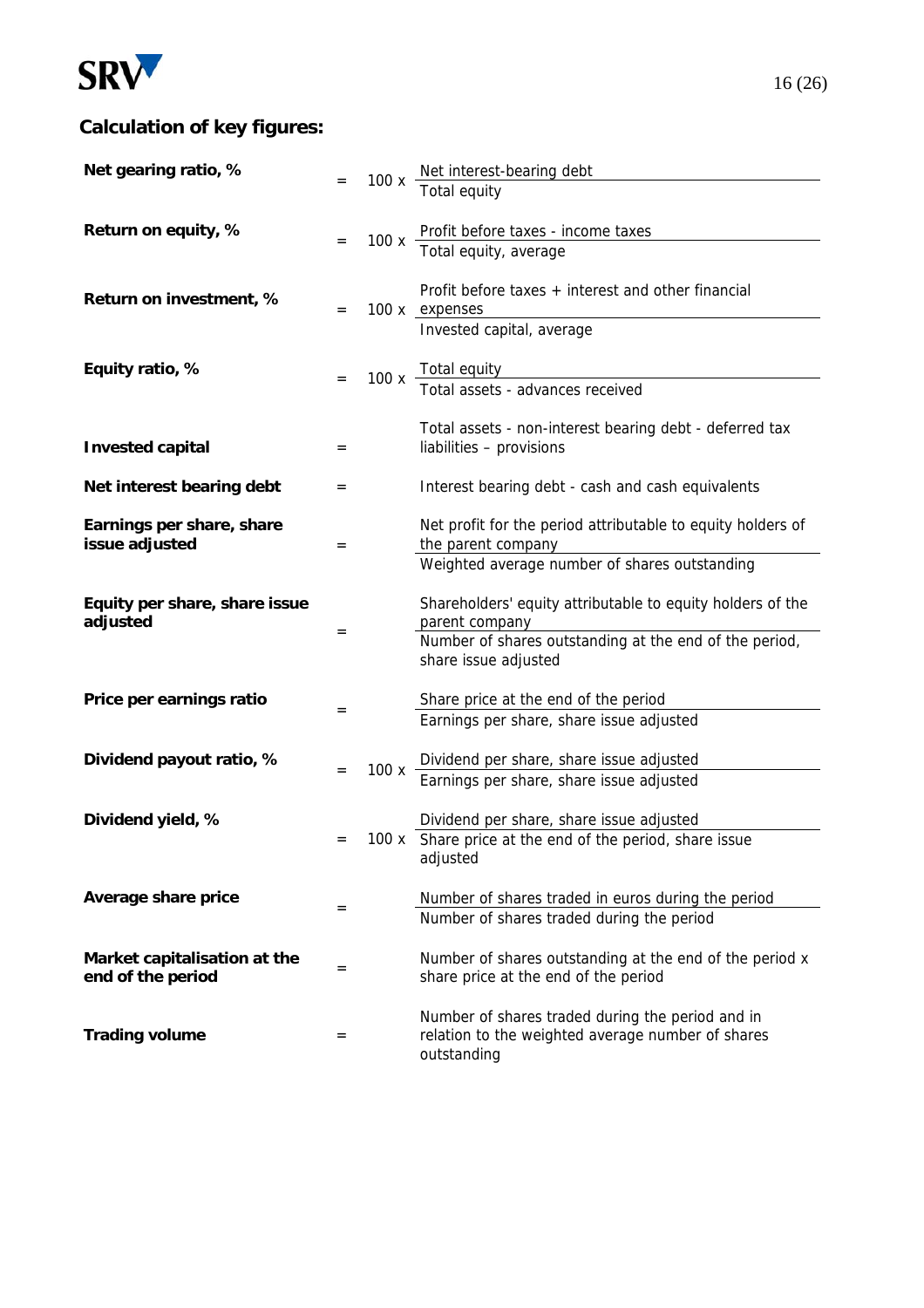## Calculation of key figures:

**Net gearing ratio, %**

$$= 100 \times \frac{\text{Net interest-bearing debt}}{\text{Total equity}}$$

**Return on equity, %**

$$= 100 \times \frac{\text{Profit before taxes - income taxes}}{\text{Total equity, average}}$$

**Return on investment, %**

$$= 100 \times \frac{\text{Profit before taxes + interest and other financial expenses}}{\text{Invested capital, average}}$$

**Equity ratio, %**

$$= 100 \times \frac{\text{Total equity}}{\text{Total assets - advances received}}$$

**Invested capital** = Total assets - non-interest bearing debt - deferred tax liabilities – provisions

**Net interest bearing debt** = Interest bearing debt - cash and cash equivalents

**Earnings per share, share issue adjusted**

$$= \frac{\text{Net profit for the period attributable to equity holders of the parent company}}{\text{Weighted average number of shares outstanding}}$$

**Equity per share, share issue adjusted**

$$= \frac{\text{Shareholders' equity attributable to equity holders of the parent company}}{\text{Number of shares outstanding at the end of the period, share issue adjusted}}$$

**Price per earnings ratio**

$$= \frac{\text{Share price at the end of the period}}{\text{Earnings per share, share issue adjusted}}$$

**Dividend payout ratio, %**

$$= 100 \times \frac{\text{Dividend per share, share issue adjusted}}{\text{Earnings per share, share issue adjusted}}$$

**Dividend yield, %**

$$= 100 \times \frac{\text{Dividend per share, share issue adjusted}}{\text{Share price at the end of the period, share issue adjusted}}$$

**Average share price**

$$= \frac{\text{Number of shares traded in euros during the period}}{\text{Number of shares traded during the period}}$$

**Market capitalisation at the end of the period** = Number of shares outstanding at the end of the period x share price at the end of the period

**Trading volume** = Number of shares traded during the period and in relation to the weighted average number of shares outstanding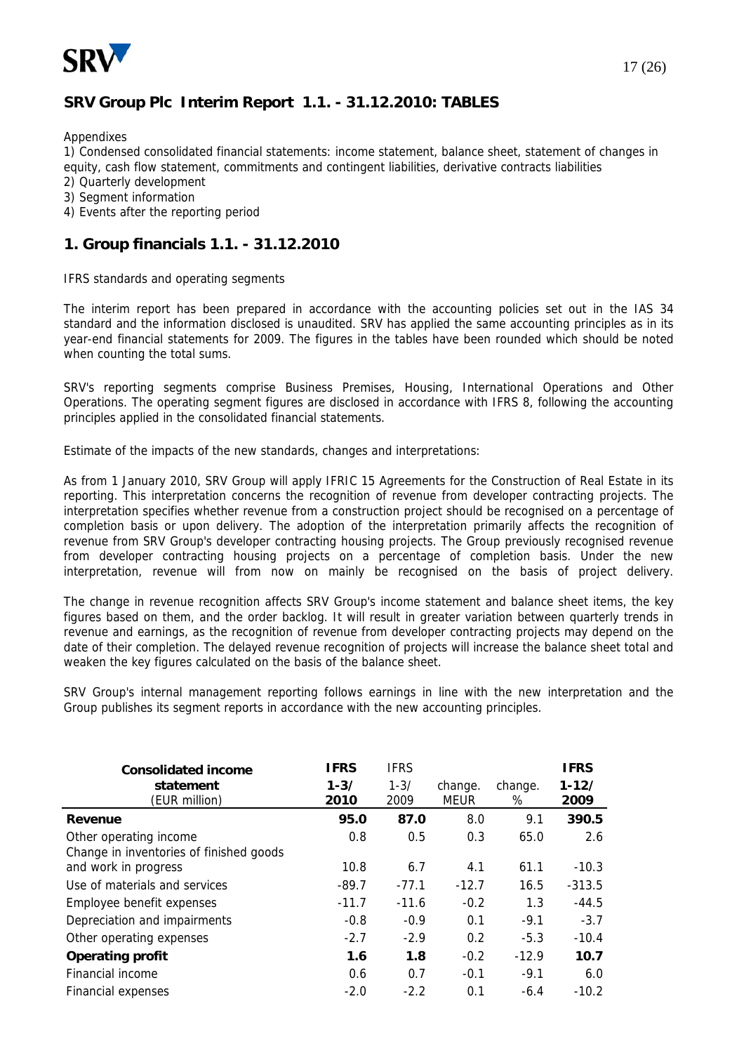## SRV Group Plc Interim Report 1.1. - 31.12.2010: TABLES

Appendixes

1) Condensed consolidated financial statements: income statement, balance sheet, statement of changes in equity, cash flow statement, commitments and contingent liabilities, derivative contracts liabilities
2) Quarterly development
3) Segment information
4) Events after the reporting period

## 1. Group financials 1.1. - 31.12.2010

IFRS standards and operating segments

The interim report has been prepared in accordance with the accounting policies set out in the IAS 34 standard and the information disclosed is unaudited. SRV has applied the same accounting principles as in its year-end financial statements for 2009. The figures in the tables have been rounded which should be noted when counting the total sums.

SRV's reporting segments comprise Business Premises, Housing, International Operations and Other Operations. The operating segment figures are disclosed in accordance with IFRS 8, following the accounting principles applied in the consolidated financial statements.

Estimate of the impacts of the new standards, changes and interpretations:

As from 1 January 2010, SRV Group will apply IFRIC 15 Agreements for the Construction of Real Estate in its reporting. This interpretation concerns the recognition of revenue from developer contracting projects. The interpretation specifies whether revenue from a construction project should be recognised on a percentage of completion basis or upon delivery. The adoption of the interpretation primarily affects the recognition of revenue from SRV Group's developer contracting housing projects. The Group previously recognised revenue from developer contracting housing projects on a percentage of completion basis. Under the new interpretation, revenue will from now on mainly be recognised on the basis of project delivery.

The change in revenue recognition affects SRV Group's income statement and balance sheet items, the key figures based on them, and the order backlog. It will result in greater variation between quarterly trends in revenue and earnings, as the recognition of revenue from developer contracting projects may depend on the date of their completion. The delayed revenue recognition of projects will increase the balance sheet total and weaken the key figures calculated on the basis of the balance sheet.

SRV Group's internal management reporting follows earnings in line with the new interpretation and the Group publishes its segment reports in accordance with the new accounting principles.

| **Consolidated income statement** (EUR million) | **IFRS 1-3/ 2010** | IFRS 1-3/ 2009 | change. MEUR | change. % | **IFRS 1-12/ 2009** |
|---|---|---|---|---|---|
| **Revenue** | **95.0** | **87.0** | 8.0 | 9.1 | **390.5** |
| Other operating income | 0.8 | 0.5 | 0.3 | 65.0 | 2.6 |
| Change in inventories of finished goods and work in progress | 10.8 | 6.7 | 4.1 | 61.1 | -10.3 |
| Use of materials and services | -89.7 | -77.1 | -12.7 | 16.5 | -313.5 |
| Employee benefit expenses | -11.7 | -11.6 | -0.2 | 1.3 | -44.5 |
| Depreciation and impairments | -0.8 | -0.9 | 0.1 | -9.1 | -3.7 |
| Other operating expenses | -2.7 | -2.9 | 0.2 | -5.3 | -10.4 |
| **Operating profit** | **1.6** | **1.8** | -0.2 | -12.9 | **10.7** |
| Financial income | 0.6 | 0.7 | -0.1 | -9.1 | 6.0 |
| Financial expenses | -2.0 | -2.2 | 0.1 | -6.4 | -10.2 |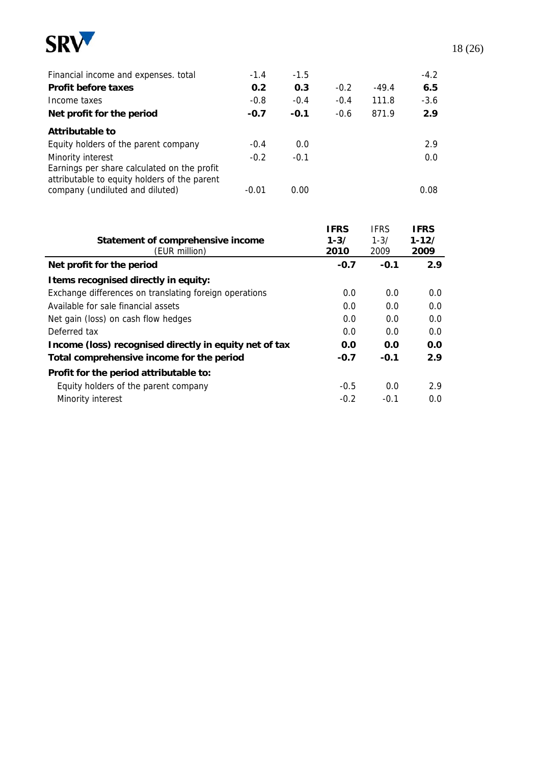| | | | | | |
|---|---|---|---|---|---|
| Financial income and expenses. total | -1.4 | -1.5 | | | -4.2 |
| **Profit before taxes** | **0.2** | **0.3** | -0.2 | -49.4 | **6.5** |
| Income taxes | -0.8 | -0.4 | -0.4 | 111.8 | -3.6 |
| **Net profit for the period** | **-0.7** | **-0.1** | -0.6 | 871.9 | **2.9** |
| **Attributable to** | | | | | |
| Equity holders of the parent company | -0.4 | 0.0 | | | 2.9 |
| Minority interest | -0.2 | -0.1 | | | 0.0 |
| Earnings per share calculated on the profit attributable to equity holders of the parent company (undiluted and diluted) | -0.01 | 0.00 | | | 0.08 |

| **Statement of comprehensive income** (EUR million) | **IFRS 1-3/ 2010** | IFRS 1-3/ 2009 | **IFRS 1-12/ 2009** |
|---|---|---|---|
| **Net profit for the period** | **-0.7** | **-0.1** | **2.9** |
| **Items recognised directly in equity:** | | | |
| Exchange differences on translating foreign operations | 0.0 | 0.0 | 0.0 |
| Available for sale financial assets | 0.0 | 0.0 | 0.0 |
| Net gain (loss) on cash flow hedges | 0.0 | 0.0 | 0.0 |
| Deferred tax | 0.0 | 0.0 | 0.0 |
| **Income (loss) recognised directly in equity net of tax** | **0.0** | **0.0** | **0.0** |
| **Total comprehensive income for the period** | **-0.7** | **-0.1** | **2.9** |
| **Profit for the period attributable to:** | | | |
| Equity holders of the parent company | -0.5 | 0.0 | 2.9 |
| Minority interest | -0.2 | -0.1 | 0.0 |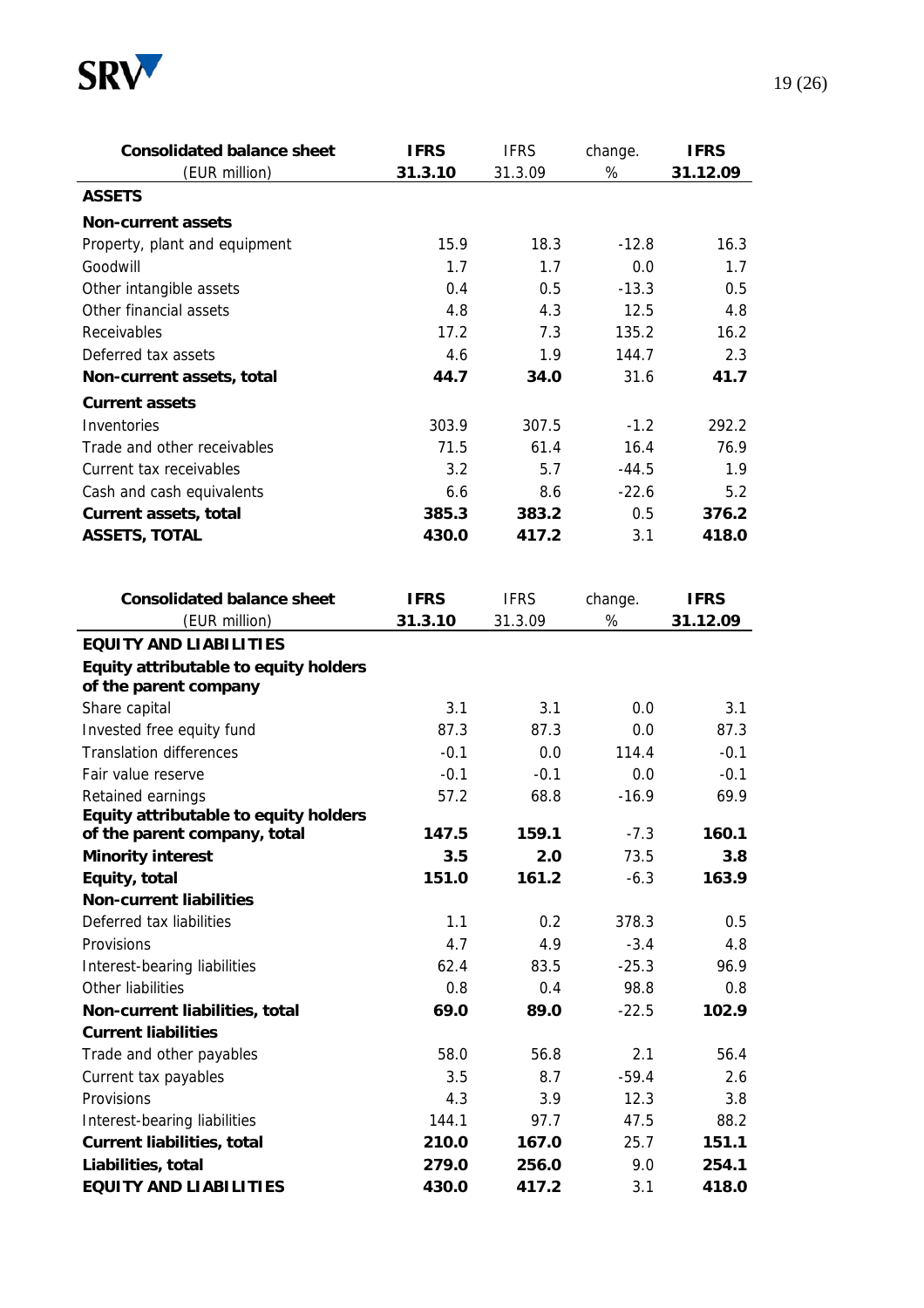| Consolidated balance sheet (EUR million) | IFRS 31.3.10 | IFRS 31.3.09 | change. % | IFRS 31.12.09 |
|---|---|---|---|---|
| **ASSETS** | | | | |
| **Non-current assets** | | | | |
| Property, plant and equipment | 15.9 | 18.3 | -12.8 | 16.3 |
| Goodwill | 1.7 | 1.7 | 0.0 | 1.7 |
| Other intangible assets | 0.4 | 0.5 | -13.3 | 0.5 |
| Other financial assets | 4.8 | 4.3 | 12.5 | 4.8 |
| Receivables | 17.2 | 7.3 | 135.2 | 16.2 |
| Deferred tax assets | 4.6 | 1.9 | 144.7 | 2.3 |
| **Non-current assets, total** | **44.7** | **34.0** | 31.6 | **41.7** |
| **Current assets** | | | | |
| Inventories | 303.9 | 307.5 | -1.2 | 292.2 |
| Trade and other receivables | 71.5 | 61.4 | 16.4 | 76.9 |
| Current tax receivables | 3.2 | 5.7 | -44.5 | 1.9 |
| Cash and cash equivalents | 6.6 | 8.6 | -22.6 | 5.2 |
| **Current assets, total** | **385.3** | **383.2** | 0.5 | **376.2** |
| **ASSETS, TOTAL** | **430.0** | **417.2** | 3.1 | **418.0** |

| Consolidated balance sheet (EUR million) | IFRS 31.3.10 | IFRS 31.3.09 | change. % | IFRS 31.12.09 |
|---|---|---|---|---|
| **EQUITY AND LIABILITIES** | | | | |
| **Equity attributable to equity holders of the parent company** | | | | |
| Share capital | 3.1 | 3.1 | 0.0 | 3.1 |
| Invested free equity fund | 87.3 | 87.3 | 0.0 | 87.3 |
| Translation differences | -0.1 | 0.0 | 114.4 | -0.1 |
| Fair value reserve | -0.1 | -0.1 | 0.0 | -0.1 |
| Retained earnings | 57.2 | 68.8 | -16.9 | 69.9 |
| **Equity attributable to equity holders of the parent company, total** | **147.5** | **159.1** | -7.3 | **160.1** |
| **Minority interest** | **3.5** | **2.0** | 73.5 | **3.8** |
| **Equity, total** | **151.0** | **161.2** | -6.3 | **163.9** |
| **Non-current liabilities** | | | | |
| Deferred tax liabilities | 1.1 | 0.2 | 378.3 | 0.5 |
| Provisions | 4.7 | 4.9 | -3.4 | 4.8 |
| Interest-bearing liabilities | 62.4 | 83.5 | -25.3 | 96.9 |
| Other liabilities | 0.8 | 0.4 | 98.8 | 0.8 |
| **Non-current liabilities, total** | **69.0** | **89.0** | -22.5 | **102.9** |
| **Current liabilities** | | | | |
| Trade and other payables | 58.0 | 56.8 | 2.1 | 56.4 |
| Current tax payables | 3.5 | 8.7 | -59.4 | 2.6 |
| Provisions | 4.3 | 3.9 | 12.3 | 3.8 |
| Interest-bearing liabilities | 144.1 | 97.7 | 47.5 | 88.2 |
| **Current liabilities, total** | **210.0** | **167.0** | 25.7 | **151.1** |
| **Liabilities, total** | **279.0** | **256.0** | 9.0 | **254.1** |
| **EQUITY AND LIABILITIES** | **430.0** | **417.2** | 3.1 | **418.0** |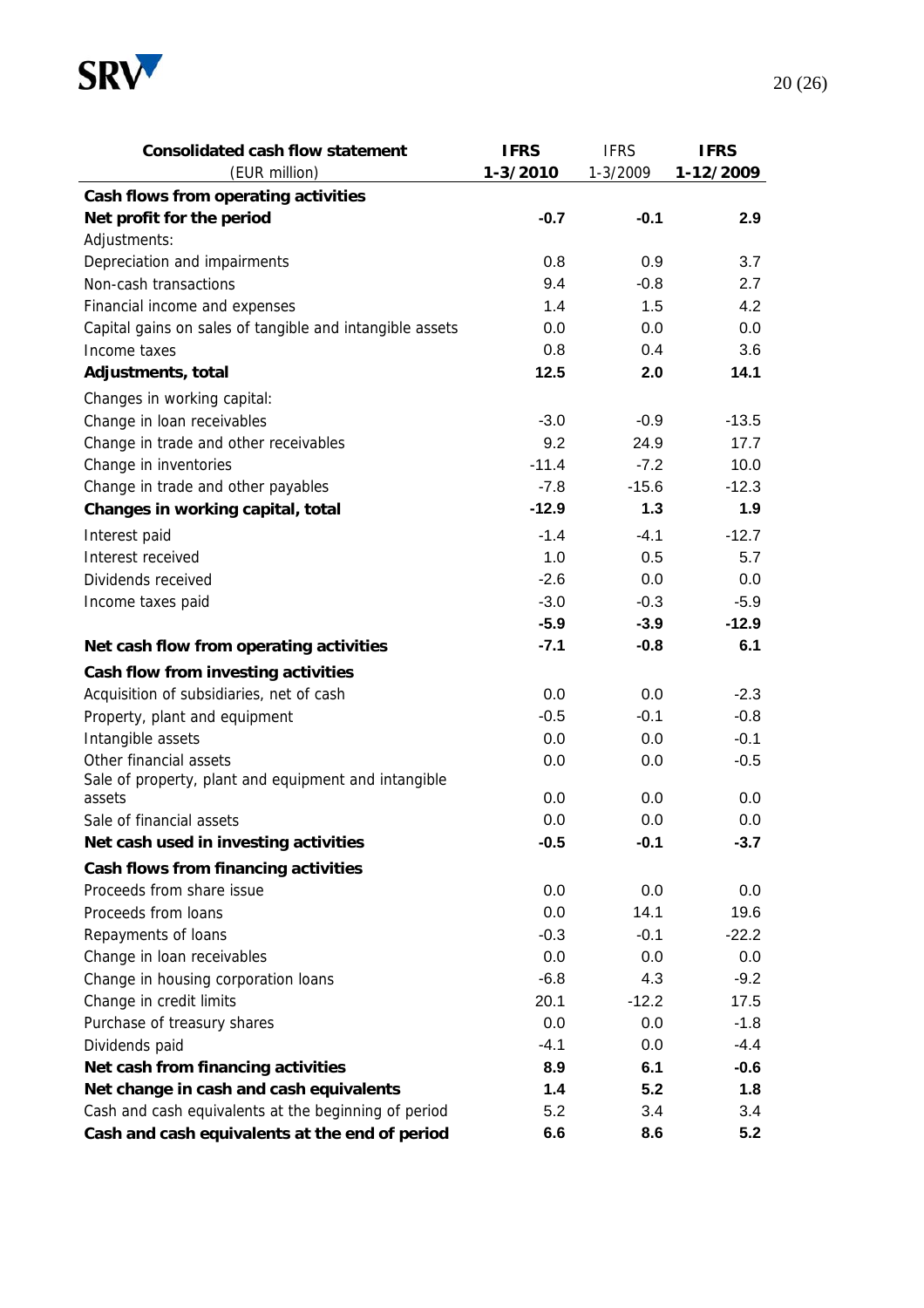| Consolidated cash flow statement (EUR million) | IFRS 1-3/2010 | IFRS 1-3/2009 | IFRS 1-12/2009 |
|---|---|---|---|
| **Cash flows from operating activities** | | | |
| **Net profit for the period** | **-0.7** | **-0.1** | **2.9** |
| Adjustments: | | | |
| Depreciation and impairments | 0.8 | 0.9 | 3.7 |
| Non-cash transactions | 9.4 | -0.8 | 2.7 |
| Financial income and expenses | 1.4 | 1.5 | 4.2 |
| Capital gains on sales of tangible and intangible assets | 0.0 | 0.0 | 0.0 |
| Income taxes | 0.8 | 0.4 | 3.6 |
| **Adjustments, total** | **12.5** | **2.0** | **14.1** |
| Changes in working capital: | | | |
| Change in loan receivables | -3.0 | -0.9 | -13.5 |
| Change in trade and other receivables | 9.2 | 24.9 | 17.7 |
| Change in inventories | -11.4 | -7.2 | 10.0 |
| Change in trade and other payables | -7.8 | -15.6 | -12.3 |
| **Changes in working capital, total** | **-12.9** | **1.3** | **1.9** |
| Interest paid | -1.4 | -4.1 | -12.7 |
| Interest received | 1.0 | 0.5 | 5.7 |
| Dividends received | -2.6 | 0.0 | 0.0 |
| Income taxes paid | -3.0 | -0.3 | -5.9 |
| | **-5.9** | **-3.9** | **-12.9** |
| **Net cash flow from operating activities** | **-7.1** | **-0.8** | **6.1** |
| **Cash flow from investing activities** | | | |
| Acquisition of subsidiaries, net of cash | 0.0 | 0.0 | -2.3 |
| Property, plant and equipment | -0.5 | -0.1 | -0.8 |
| Intangible assets | 0.0 | 0.0 | -0.1 |
| Other financial assets | 0.0 | 0.0 | -0.5 |
| Sale of property, plant and equipment and intangible assets | 0.0 | 0.0 | 0.0 |
| Sale of financial assets | 0.0 | 0.0 | 0.0 |
| **Net cash used in investing activities** | **-0.5** | **-0.1** | **-3.7** |
| **Cash flows from financing activities** | | | |
| Proceeds from share issue | 0.0 | 0.0 | 0.0 |
| Proceeds from loans | 0.0 | 14.1 | 19.6 |
| Repayments of loans | -0.3 | -0.1 | -22.2 |
| Change in loan receivables | 0.0 | 0.0 | 0.0 |
| Change in housing corporation loans | -6.8 | 4.3 | -9.2 |
| Change in credit limits | 20.1 | -12.2 | 17.5 |
| Purchase of treasury shares | 0.0 | 0.0 | -1.8 |
| Dividends paid | -4.1 | 0.0 | -4.4 |
| **Net cash from financing activities** | **8.9** | **6.1** | **-0.6** |
| **Net change in cash and cash equivalents** | **1.4** | **5.2** | **1.8** |
| Cash and cash equivalents at the beginning of period | 5.2 | 3.4 | 3.4 |
| **Cash and cash equivalents at the end of period** | **6.6** | **8.6** | **5.2** |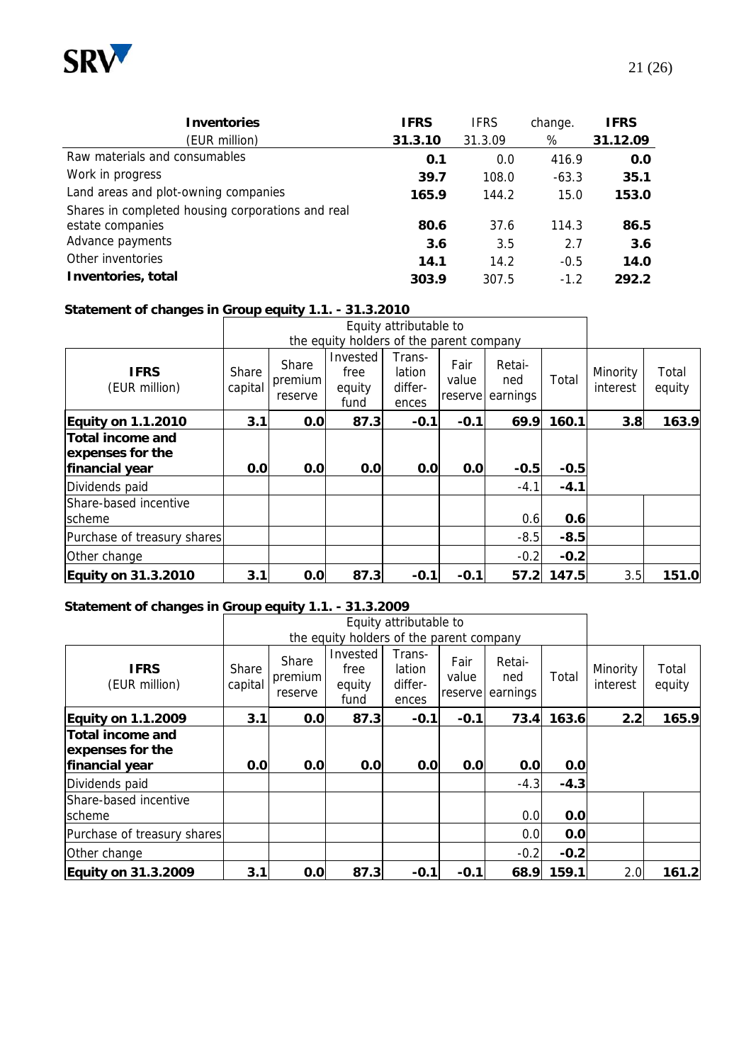| **Inventories** (EUR million) | **IFRS 31.3.10** | IFRS 31.3.09 | change. % | **IFRS 31.12.09** |
|---|---|---|---|---|
| Raw materials and consumables | **0.1** | 0.0 | 416.9 | **0.0** |
| Work in progress | **39.7** | 108.0 | -63.3 | **35.1** |
| Land areas and plot-owning companies | **165.9** | 144.2 | 15.0 | **153.0** |
| Shares in completed housing corporations and real estate companies | **80.6** | 37.6 | 114.3 | **86.5** |
| Advance payments | **3.6** | 3.5 | 2.7 | **3.6** |
| Other inventories | **14.1** | 14.2 | -0.5 | **14.0** |
| **Inventories, total** | **303.9** | 307.5 | -1.2 | **292.2** |

**Statement of changes in Group equity 1.1. - 31.3.2010**

| | Equity attributable to the equity holders of the parent company | | | | | | | | |
|---|---|---|---|---|---|---|---|---|---|
| **IFRS** (EUR million) | Share capital | Share premium reserve | Invested free equity fund | Translation differences | Fair value reserve | Retained earnings | Total | Minority interest | Total equity |
| **Equity on 1.1.2010** | **3.1** | **0.0** | **87.3** | **-0.1** | **-0.1** | **69.9** | **160.1** | **3.8** | **163.9** |
| **Total income and expenses for the financial year** | **0.0** | **0.0** | **0.0** | **0.0** | **0.0** | **-0.5** | **-0.5** | | |
| Dividends paid | | | | | | -4.1 | **-4.1** | | |
| Share-based incentive scheme | | | | | | 0.6 | **0.6** | | |
| Purchase of treasury shares | | | | | | -8.5 | **-8.5** | | |
| Other change | | | | | | -0.2 | **-0.2** | | |
| **Equity on 31.3.2010** | **3.1** | **0.0** | **87.3** | **-0.1** | **-0.1** | **57.2** | **147.5** | 3.5 | **151.0** |

**Statement of changes in Group equity 1.1. - 31.3.2009**

| | Equity attributable to the equity holders of the parent company | | | | | | | | |
|---|---|---|---|---|---|---|---|---|---|
| **IFRS** (EUR million) | Share capital | Share premium reserve | Invested free equity fund | Translation differences | Fair value reserve | Retained earnings | Total | Minority interest | Total equity |
| **Equity on 1.1.2009** | **3.1** | **0.0** | **87.3** | **-0.1** | **-0.1** | **73.4** | **163.6** | **2.2** | **165.9** |
| **Total income and expenses for the financial year** | **0.0** | **0.0** | **0.0** | **0.0** | **0.0** | **0.0** | **0.0** | | |
| Dividends paid | | | | | | -4.3 | **-4.3** | | |
| Share-based incentive scheme | | | | | | 0.0 | **0.0** | | |
| Purchase of treasury shares | | | | | | 0.0 | **0.0** | | |
| Other change | | | | | | -0.2 | **-0.2** | | |
| **Equity on 31.3.2009** | **3.1** | **0.0** | **87.3** | **-0.1** | **-0.1** | **68.9** | **159.1** | 2.0 | **161.2** |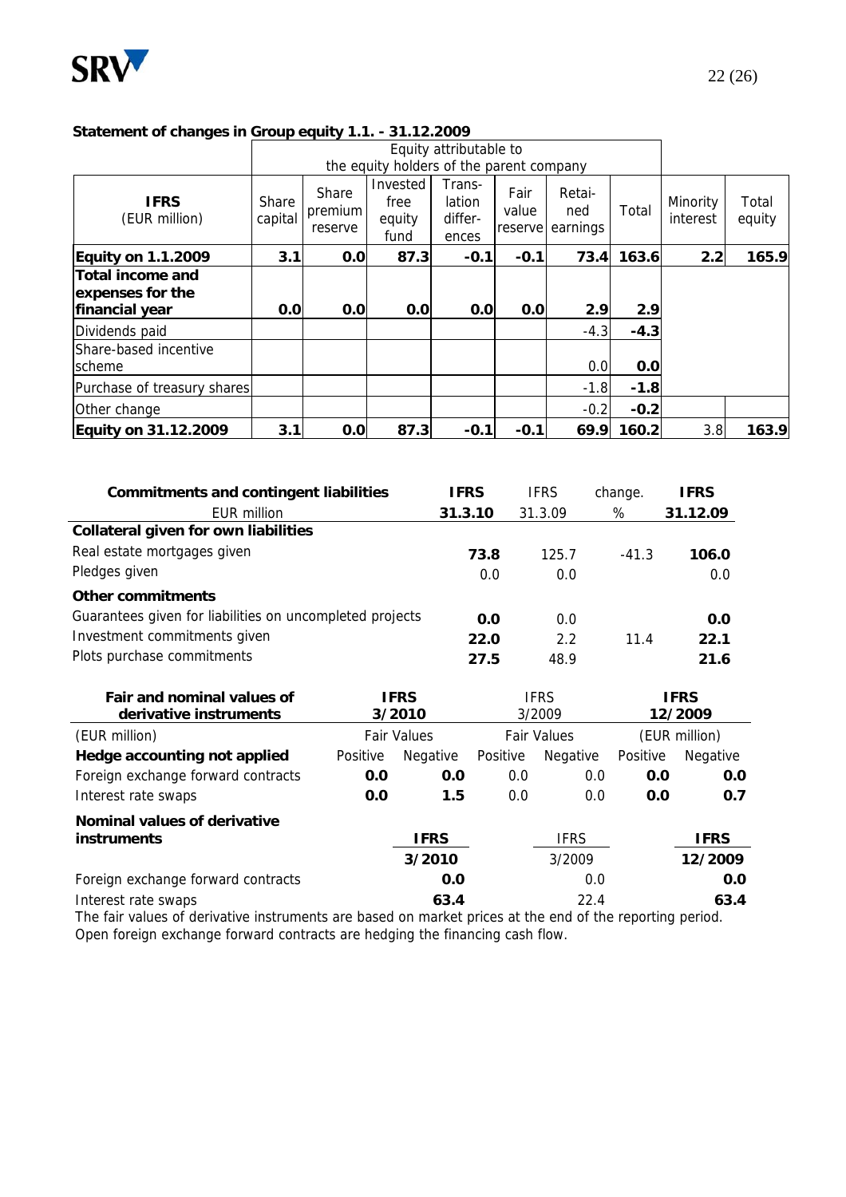**Statement of changes in Group equity 1.1. - 31.12.2009**

| **IFRS** (EUR million) | Equity attributable to the equity holders of the parent company | | | | | | | Minority interest | Total equity |
|---|---|---|---|---|---|---|---|---|---|
| | Share capital | Share premium reserve | Invested free equity fund | Trans-lation differ-ences | Fair value reserve | Retai-ned earnings | Total | | |
| **Equity on 1.1.2009** | **3.1** | **0.0** | **87.3** | **-0.1** | **-0.1** | **73.4** | **163.6** | **2.2** | **165.9** |
| **Total income and expenses for the financial year** | **0.0** | **0.0** | **0.0** | **0.0** | **0.0** | **2.9** | **2.9** | | |
| Dividends paid | | | | | | -4.3 | **-4.3** | | |
| Share-based incentive scheme | | | | | | 0.0 | **0.0** | | |
| Purchase of treasury shares | | | | | | -1.8 | **-1.8** | | |
| Other change | | | | | | -0.2 | **-0.2** | | |
| **Equity on 31.12.2009** | **3.1** | **0.0** | **87.3** | **-0.1** | **-0.1** | **69.9** | **160.2** | 3.8 | **163.9** |

| **Commitments and contingent liabilities** | **IFRS** | IFRS | change. | **IFRS** |
|---|---|---|---|---|
| EUR million | **31.3.10** | 31.3.09 | % | **31.12.09** |
| **Collateral given for own liabilities** | | | | |
| Real estate mortgages given | **73.8** | 125.7 | -41.3 | **106.0** |
| Pledges given | 0.0 | 0.0 | | 0.0 |
| **Other commitments** | | | | |
| Guarantees given for liabilities on uncompleted projects | **0.0** | 0.0 | | **0.0** |
| Investment commitments given | **22.0** | 2.2 | 11.4 | **22.1** |
| Plots purchase commitments | **27.5** | 48.9 | | **21.6** |

| **Fair and nominal values of derivative instruments** | **IFRS 3/2010** | | IFRS 3/2009 | | **IFRS 12/2009** | |
|---|---|---|---|---|---|---|
| (EUR million) | Fair Values | | Fair Values | | (EUR million) | |
| **Hedge accounting not applied** | Positive | Negative | Positive | Negative | Positive | Negative |
| Foreign exchange forward contracts | **0.0** | **0.0** | 0.0 | 0.0 | **0.0** | **0.0** |
| Interest rate swaps | **0.0** | **1.5** | 0.0 | 0.0 | **0.0** | **0.7** |

| **Nominal values of derivative instruments** | **IFRS** | IFRS | **IFRS** |
|---|---|---|---|
| | **3/2010** | 3/2009 | **12/2009** |
| Foreign exchange forward contracts | **0.0** | 0.0 | **0.0** |
| Interest rate swaps | **63.4** | 22.4 | **63.4** |

The fair values of derivative instruments are based on market prices at the end of the reporting period.
Open foreign exchange forward contracts are hedging the financing cash flow.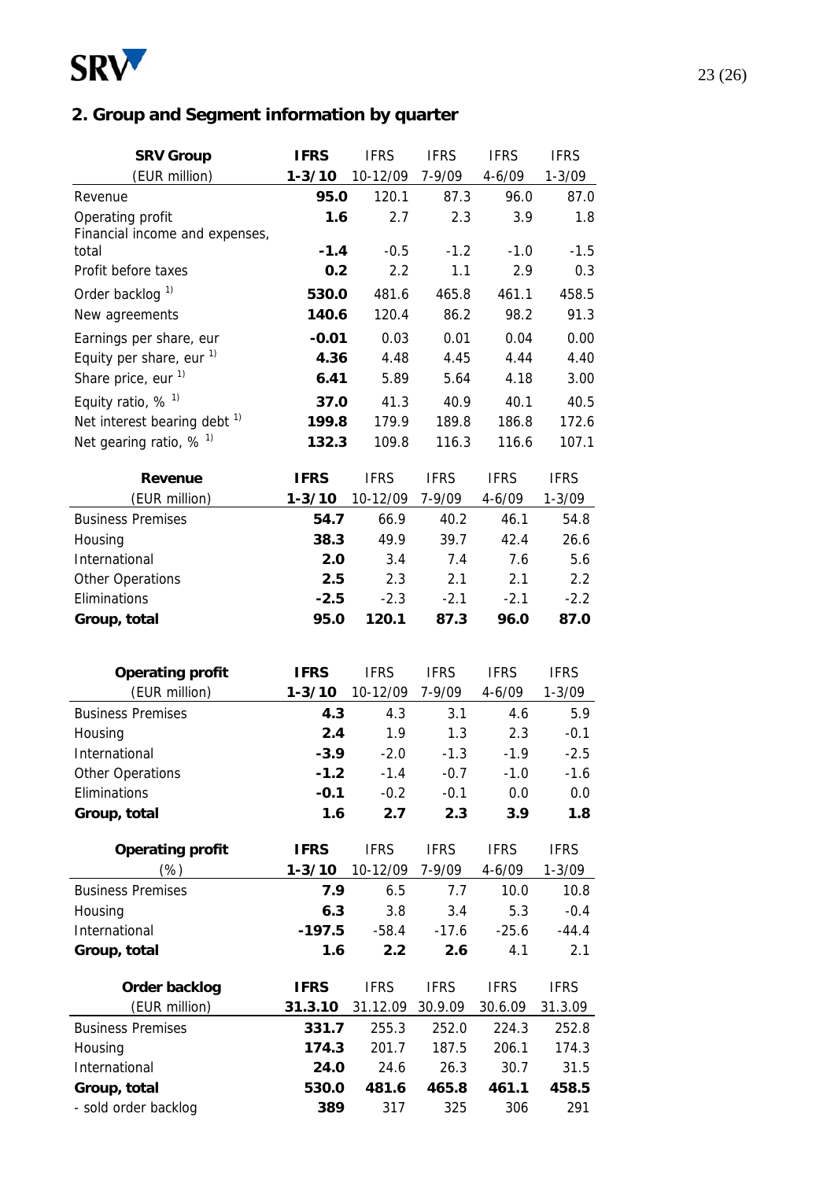## 2. Group and Segment information by quarter

| SRV Group<br>(EUR million) | IFRS<br>1-3/10 | IFRS<br>10-12/09 | IFRS<br>7-9/09 | IFRS<br>4-6/09 | IFRS<br>1-3/09 |
|---|---|---|---|---|---|
| Revenue | **95.0** | 120.1 | 87.3 | 96.0 | 87.0 |
| Operating profit | **1.6** | 2.7 | 2.3 | 3.9 | 1.8 |
| Financial income and expenses, total | **-1.4** | -0.5 | -1.2 | -1.0 | -1.5 |
| Profit before taxes | **0.2** | 2.2 | 1.1 | 2.9 | 0.3 |
| Order backlog [1)] | **530.0** | 481.6 | 465.8 | 461.1 | 458.5 |
| New agreements | **140.6** | 120.4 | 86.2 | 98.2 | 91.3 |
| Earnings per share, eur | **-0.01** | 0.03 | 0.01 | 0.04 | 0.00 |
| Equity per share, eur [1)] | **4.36** | 4.48 | 4.45 | 4.44 | 4.40 |
| Share price, eur [1)] | **6.41** | 5.89 | 5.64 | 4.18 | 3.00 |
| Equity ratio, % [1)] | **37.0** | 41.3 | 40.9 | 40.1 | 40.5 |
| Net interest bearing debt [1)] | **199.8** | 179.9 | 189.8 | 186.8 | 172.6 |
| Net gearing ratio, % [1)] | **132.3** | 109.8 | 116.3 | 116.6 | 107.1 |

| Revenue<br>(EUR million) | IFRS<br>1-3/10 | IFRS<br>10-12/09 | IFRS<br>7-9/09 | IFRS<br>4-6/09 | IFRS<br>1-3/09 |
|---|---|---|---|---|---|
| Business Premises | **54.7** | 66.9 | 40.2 | 46.1 | 54.8 |
| Housing | **38.3** | 49.9 | 39.7 | 42.4 | 26.6 |
| International | **2.0** | 3.4 | 7.4 | 7.6 | 5.6 |
| Other Operations | **2.5** | 2.3 | 2.1 | 2.1 | 2.2 |
| Eliminations | **-2.5** | -2.3 | -2.1 | -2.1 | -2.2 |
| **Group, total** | **95.0** | **120.1** | **87.3** | **96.0** | **87.0** |

| Operating profit<br>(EUR million) | IFRS<br>1-3/10 | IFRS<br>10-12/09 | IFRS<br>7-9/09 | IFRS<br>4-6/09 | IFRS<br>1-3/09 |
|---|---|---|---|---|---|
| Business Premises | **4.3** | 4.3 | 3.1 | 4.6 | 5.9 |
| Housing | **2.4** | 1.9 | 1.3 | 2.3 | -0.1 |
| International | **-3.9** | -2.0 | -1.3 | -1.9 | -2.5 |
| Other Operations | **-1.2** | -1.4 | -0.7 | -1.0 | -1.6 |
| Eliminations | **-0.1** | -0.2 | -0.1 | 0.0 | 0.0 |
| **Group, total** | **1.6** | **2.7** | **2.3** | **3.9** | **1.8** |

| Operating profit<br>(%) | IFRS<br>1-3/10 | IFRS<br>10-12/09 | IFRS<br>7-9/09 | IFRS<br>4-6/09 | IFRS<br>1-3/09 |
|---|---|---|---|---|---|
| Business Premises | **7.9** | 6.5 | 7.7 | 10.0 | 10.8 |
| Housing | **6.3** | 3.8 | 3.4 | 5.3 | -0.4 |
| International | **-197.5** | -58.4 | -17.6 | -25.6 | -44.4 |
| **Group, total** | **1.6** | **2.2** | **2.6** | 4.1 | 2.1 |

| Order backlog<br>(EUR million) | IFRS<br>31.3.10 | IFRS<br>31.12.09 | IFRS<br>30.9.09 | IFRS<br>30.6.09 | IFRS<br>31.3.09 |
|---|---|---|---|---|---|
| Business Premises | **331.7** | 255.3 | 252.0 | 224.3 | 252.8 |
| Housing | **174.3** | 201.7 | 187.5 | 206.1 | 174.3 |
| International | **24.0** | 24.6 | 26.3 | 30.7 | 31.5 |
| **Group, total** | **530.0** | **481.6** | **465.8** | **461.1** | **458.5** |
| - sold order backlog | **389** | 317 | 325 | 306 | 291 |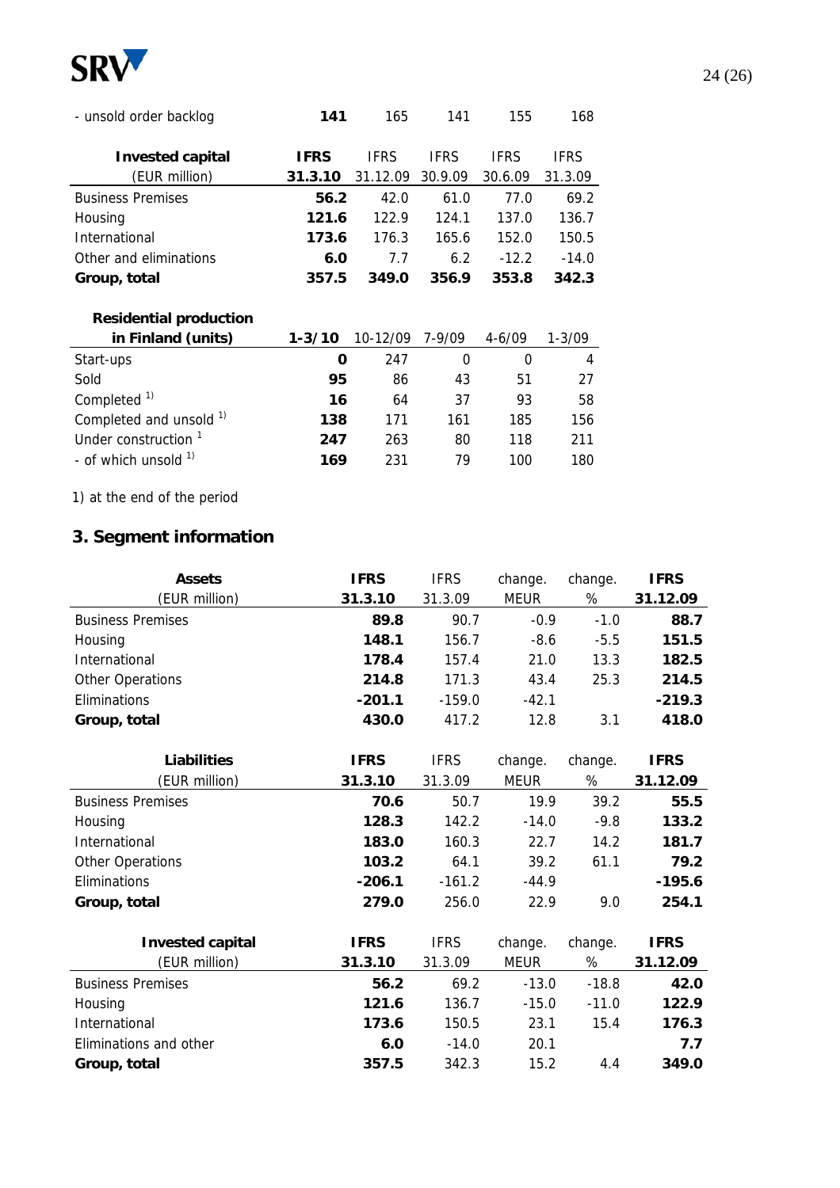| - unsold order backlog | **141** | 165 | 141 | 155 | 168 |
|---|---|---|---|---|---|

| **Invested capital** (EUR million) | **IFRS 31.3.10** | IFRS 31.12.09 | IFRS 30.9.09 | IFRS 30.6.09 | IFRS 31.3.09 |
|---|---|---|---|---|---|
| Business Premises | **56.2** | 42.0 | 61.0 | 77.0 | 69.2 |
| Housing | **121.6** | 122.9 | 124.1 | 137.0 | 136.7 |
| International | **173.6** | 176.3 | 165.6 | 152.0 | 150.5 |
| Other and eliminations | **6.0** | 7.7 | 6.2 | -12.2 | -14.0 |
| **Group, total** | **357.5** | **349.0** | **356.9** | **353.8** | **342.3** |

| **Residential production in Finland (units)** | **1-3/10** | 10-12/09 | 7-9/09 | 4-6/09 | 1-3/09 |
|---|---|---|---|---|---|
| Start-ups | **0** | 247 | 0 | 0 | 4 |
| Sold | **95** | 86 | 43 | 51 | 27 |
| Completed [1)] | **16** | 64 | 37 | 93 | 58 |
| Completed and unsold [1)] | **138** | 171 | 161 | 185 | 156 |
| Under construction [1] | **247** | 263 | 80 | 118 | 211 |
| - of which unsold [1)] | **169** | 231 | 79 | 100 | 180 |

1) at the end of the period

## 3. Segment information

| **Assets** (EUR million) | **IFRS 31.3.10** | IFRS 31.3.09 | change. MEUR | change. % | **IFRS 31.12.09** |
|---|---|---|---|---|---|
| Business Premises | **89.8** | 90.7 | -0.9 | -1.0 | **88.7** |
| Housing | **148.1** | 156.7 | -8.6 | -5.5 | **151.5** |
| International | **178.4** | 157.4 | 21.0 | 13.3 | **182.5** |
| Other Operations | **214.8** | 171.3 | 43.4 | 25.3 | **214.5** |
| Eliminations | **-201.1** | -159.0 | -42.1 | | **-219.3** |
| **Group, total** | **430.0** | 417.2 | 12.8 | 3.1 | **418.0** |

| **Liabilities** (EUR million) | **IFRS 31.3.10** | IFRS 31.3.09 | change. MEUR | change. % | **IFRS 31.12.09** |
|---|---|---|---|---|---|
| Business Premises | **70.6** | 50.7 | 19.9 | 39.2 | **55.5** |
| Housing | **128.3** | 142.2 | -14.0 | -9.8 | **133.2** |
| International | **183.0** | 160.3 | 22.7 | 14.2 | **181.7** |
| Other Operations | **103.2** | 64.1 | 39.2 | 61.1 | **79.2** |
| Eliminations | **-206.1** | -161.2 | -44.9 | | **-195.6** |
| **Group, total** | **279.0** | 256.0 | 22.9 | 9.0 | **254.1** |

| **Invested capital** (EUR million) | **IFRS 31.3.10** | IFRS 31.3.09 | change. MEUR | change. % | **IFRS 31.12.09** |
|---|---|---|---|---|---|
| Business Premises | **56.2** | 69.2 | -13.0 | -18.8 | **42.0** |
| Housing | **121.6** | 136.7 | -15.0 | -11.0 | **122.9** |
| International | **173.6** | 150.5 | 23.1 | 15.4 | **176.3** |
| Eliminations and other | **6.0** | -14.0 | 20.1 | | **7.7** |
| **Group, total** | **357.5** | 342.3 | 15.2 | 4.4 | **349.0** |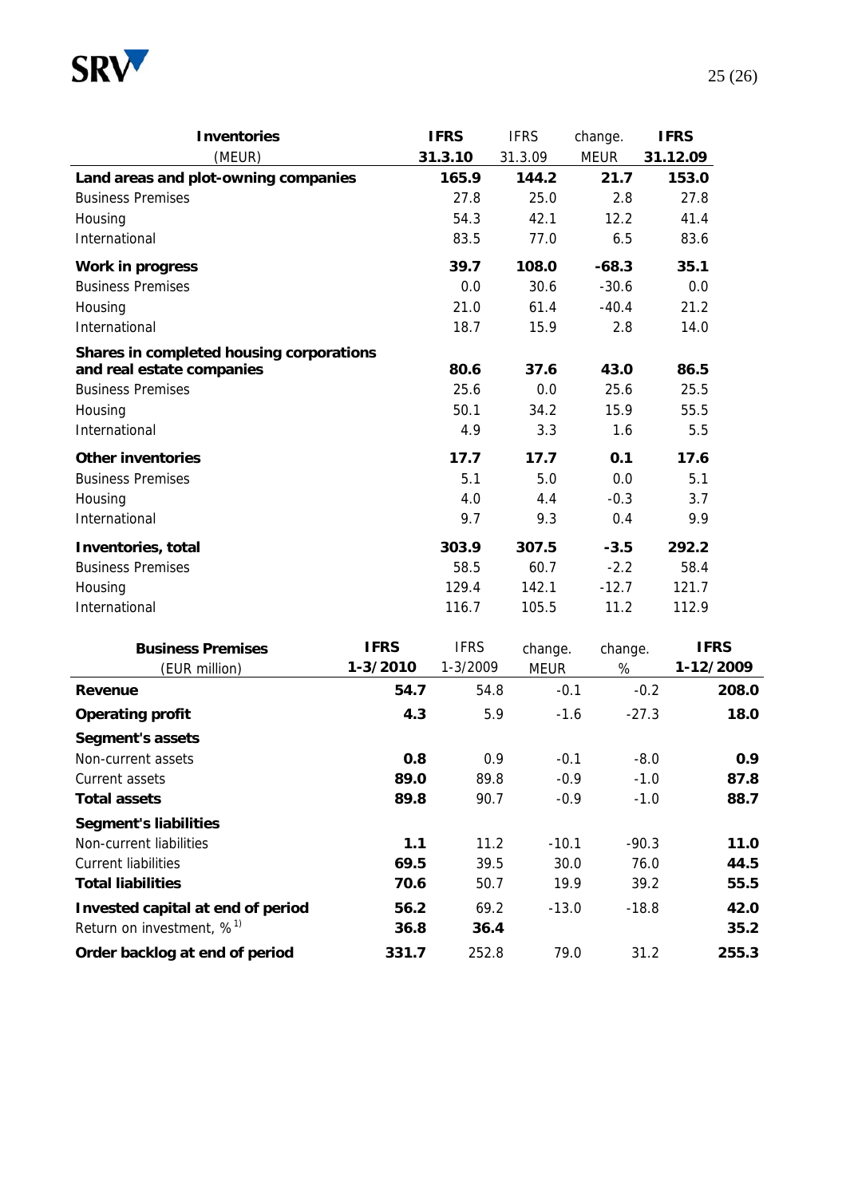| **Inventories** (MEUR) | **IFRS 31.3.10** | IFRS 31.3.09 | change. MEUR | **IFRS 31.12.09** |
|---|---|---|---|---|
| **Land areas and plot-owning companies** | **165.9** | **144.2** | **21.7** | **153.0** |
| Business Premises | 27.8 | 25.0 | 2.8 | 27.8 |
| Housing | 54.3 | 42.1 | 12.2 | 41.4 |
| International | 83.5 | 77.0 | 6.5 | 83.6 |
| **Work in progress** | **39.7** | **108.0** | **-68.3** | **35.1** |
| Business Premises | 0.0 | 30.6 | -30.6 | 0.0 |
| Housing | 21.0 | 61.4 | -40.4 | 21.2 |
| International | 18.7 | 15.9 | 2.8 | 14.0 |
| **Shares in completed housing corporations and real estate companies** | **80.6** | **37.6** | **43.0** | **86.5** |
| Business Premises | 25.6 | 0.0 | 25.6 | 25.5 |
| Housing | 50.1 | 34.2 | 15.9 | 55.5 |
| International | 4.9 | 3.3 | 1.6 | 5.5 |
| **Other inventories** | **17.7** | **17.7** | **0.1** | **17.6** |
| Business Premises | 5.1 | 5.0 | 0.0 | 5.1 |
| Housing | 4.0 | 4.4 | -0.3 | 3.7 |
| International | 9.7 | 9.3 | 0.4 | 9.9 |
| **Inventories, total** | **303.9** | **307.5** | **-3.5** | **292.2** |
| Business Premises | 58.5 | 60.7 | -2.2 | 58.4 |
| Housing | 129.4 | 142.1 | -12.7 | 121.7 |
| International | 116.7 | 105.5 | 11.2 | 112.9 |

| **Business Premises** (EUR million) | **IFRS 1-3/2010** | IFRS 1-3/2009 | change. MEUR | change. % | **IFRS 1-12/2009** |
|---|---|---|---|---|---|
| **Revenue** | **54.7** | 54.8 | -0.1 | -0.2 | **208.0** |
| **Operating profit** | **4.3** | 5.9 | -1.6 | -27.3 | **18.0** |
| **Segment's assets** | | | | | |
| Non-current assets | **0.8** | 0.9 | -0.1 | -8.0 | **0.9** |
| Current assets | **89.0** | 89.8 | -0.9 | -1.0 | **87.8** |
| **Total assets** | **89.8** | 90.7 | -0.9 | -1.0 | **88.7** |
| **Segment's liabilities** | | | | | |
| Non-current liabilities | **1.1** | 11.2 | -10.1 | -90.3 | **11.0** |
| Current liabilities | **69.5** | 39.5 | 30.0 | 76.0 | **44.5** |
| **Total liabilities** | **70.6** | 50.7 | 19.9 | 39.2 | **55.5** |
| **Invested capital at end of period** | **56.2** | 69.2 | -13.0 | -18.8 | **42.0** |
| Return on investment, % [1] | **36.8** | **36.4** | | | **35.2** |
| **Order backlog at end of period** | **331.7** | 252.8 | 79.0 | 31.2 | **255.3** |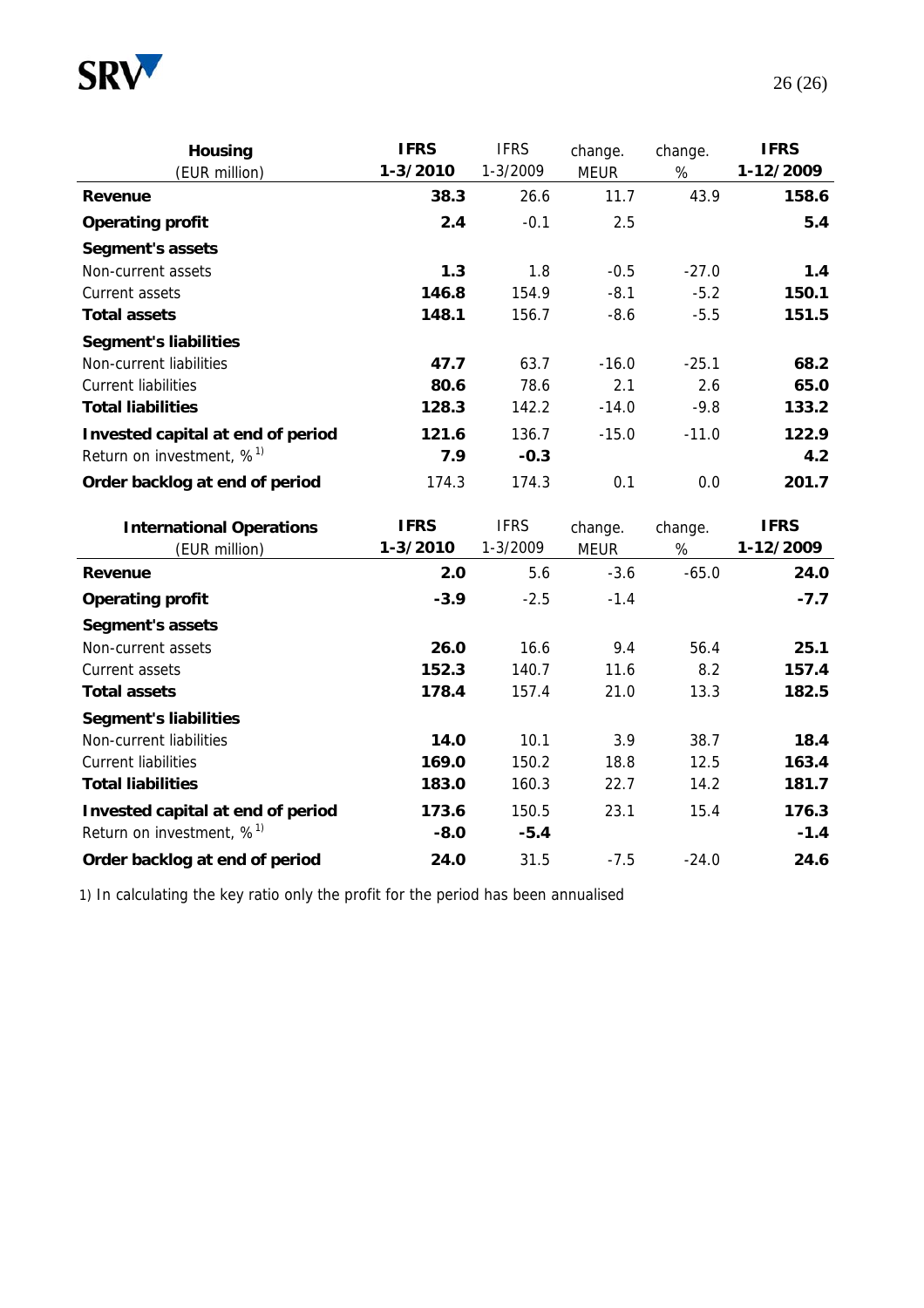| Housing (EUR million) | IFRS 1-3/2010 | IFRS 1-3/2009 | change. MEUR | change. % | IFRS 1-12/2009 |
|---|---|---|---|---|---|
| **Revenue** | **38.3** | 26.6 | 11.7 | 43.9 | **158.6** |
| **Operating profit** | **2.4** | -0.1 | 2.5 | | **5.4** |
| **Segment's assets** | | | | | |
| Non-current assets | **1.3** | 1.8 | -0.5 | -27.0 | **1.4** |
| Current assets | **146.8** | 154.9 | -8.1 | -5.2 | **150.1** |
| **Total assets** | **148.1** | 156.7 | -8.6 | -5.5 | **151.5** |
| **Segment's liabilities** | | | | | |
| Non-current liabilities | **47.7** | 63.7 | -16.0 | -25.1 | **68.2** |
| Current liabilities | **80.6** | 78.6 | 2.1 | 2.6 | **65.0** |
| **Total liabilities** | **128.3** | 142.2 | -14.0 | -9.8 | **133.2** |
| **Invested capital at end of period** | **121.6** | 136.7 | -15.0 | -11.0 | **122.9** |
| Return on investment, % [1)] | **7.9** | **-0.3** | | | **4.2** |
| **Order backlog at end of period** | 174.3 | 174.3 | 0.1 | 0.0 | **201.7** |

| International Operations (EUR million) | IFRS 1-3/2010 | IFRS 1-3/2009 | change. MEUR | change. % | IFRS 1-12/2009 |
|---|---|---|---|---|---|
| **Revenue** | **2.0** | 5.6 | -3.6 | -65.0 | **24.0** |
| **Operating profit** | **-3.9** | -2.5 | -1.4 | | **-7.7** |
| **Segment's assets** | | | | | |
| Non-current assets | **26.0** | 16.6 | 9.4 | 56.4 | **25.1** |
| Current assets | **152.3** | 140.7 | 11.6 | 8.2 | **157.4** |
| **Total assets** | **178.4** | 157.4 | 21.0 | 13.3 | **182.5** |
| **Segment's liabilities** | | | | | |
| Non-current liabilities | **14.0** | 10.1 | 3.9 | 38.7 | **18.4** |
| Current liabilities | **169.0** | 150.2 | 18.8 | 12.5 | **163.4** |
| **Total liabilities** | **183.0** | 160.3 | 22.7 | 14.2 | **181.7** |
| **Invested capital at end of period** | **173.6** | 150.5 | 23.1 | 15.4 | **176.3** |
| Return on investment, % [1)] | **-8.0** | **-5.4** | | | **-1.4** |
| **Order backlog at end of period** | **24.0** | 31.5 | -7.5 | -24.0 | **24.6** |

1) In calculating the key ratio only the profit for the period has been annualised